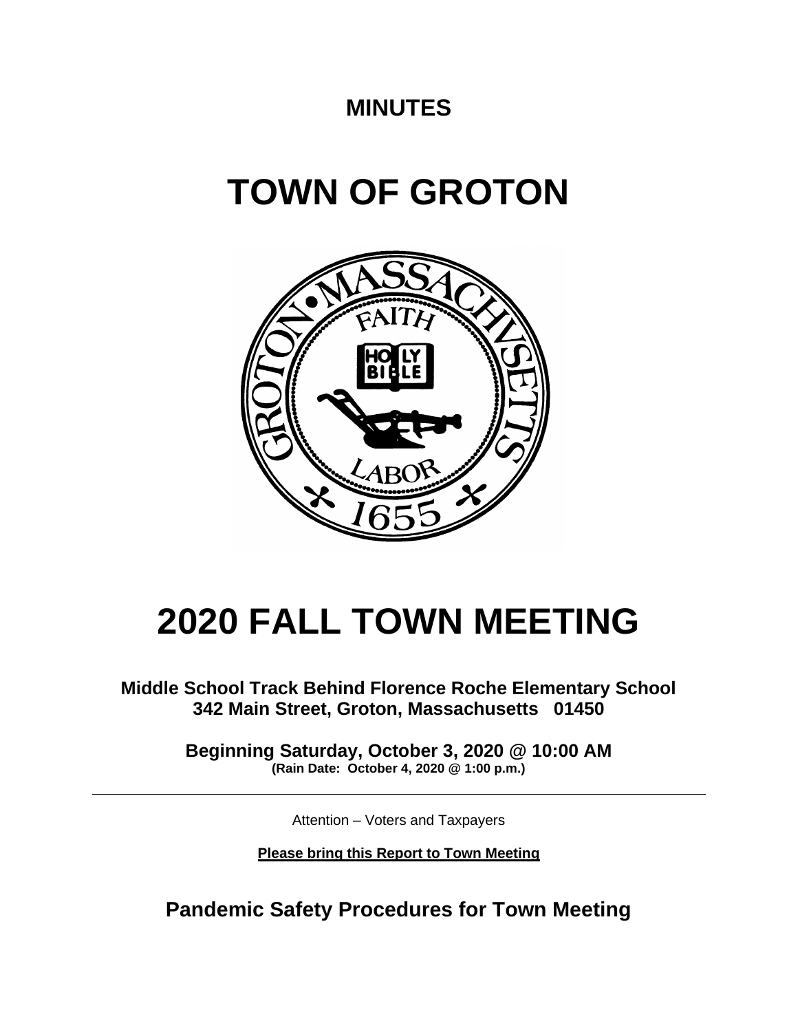**MINUTES**

# TOWN OF GROTON

# 2020 FALL TOWN MEETING

**Middle School Track Behind Florence Roche Elementary School**
**342 Main Street, Groton, Massachusetts 01450**

**Beginning Saturday, October 3, 2020 @ 10:00 AM**
**(Rain Date: October 4, 2020 @ 1:00 p.m.)**

---

Attention – Voters and Taxpayers

**Please bring this Report to Town Meeting**

## Pandemic Safety Procedures for Town Meeting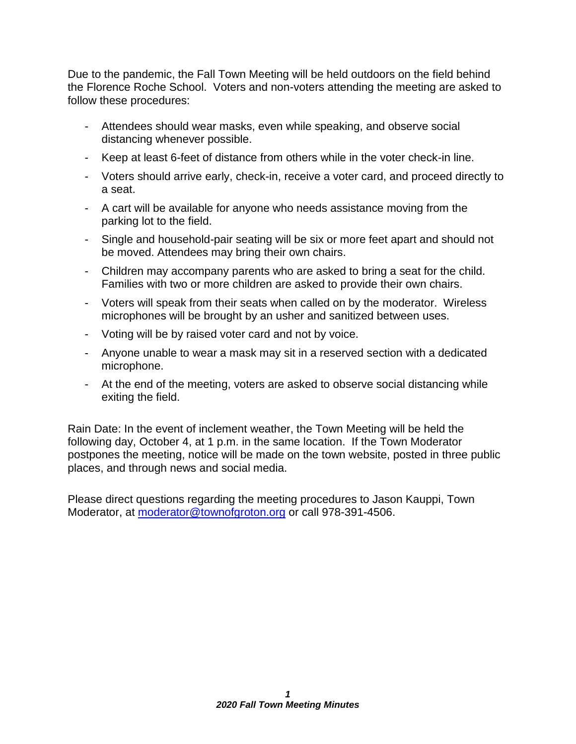Due to the pandemic, the Fall Town Meeting will be held outdoors on the field behind the Florence Roche School. Voters and non-voters attending the meeting are asked to follow these procedures:

- Attendees should wear masks, even while speaking, and observe social distancing whenever possible.
- Keep at least 6-feet of distance from others while in the voter check-in line.
- Voters should arrive early, check-in, receive a voter card, and proceed directly to a seat.
- A cart will be available for anyone who needs assistance moving from the parking lot to the field.
- Single and household-pair seating will be six or more feet apart and should not be moved. Attendees may bring their own chairs.
- Children may accompany parents who are asked to bring a seat for the child. Families with two or more children are asked to provide their own chairs.
- Voters will speak from their seats when called on by the moderator. Wireless microphones will be brought by an usher and sanitized between uses.
- Voting will be by raised voter card and not by voice.
- Anyone unable to wear a mask may sit in a reserved section with a dedicated microphone.
- At the end of the meeting, voters are asked to observe social distancing while exiting the field.

Rain Date: In the event of inclement weather, the Town Meeting will be held the following day, October 4, at 1 p.m. in the same location. If the Town Moderator postpones the meeting, notice will be made on the town website, posted in three public places, and through news and social media.

Please direct questions regarding the meeting procedures to Jason Kauppi, Town Moderator, at moderator@townofgroton.org or call 978-391-4506.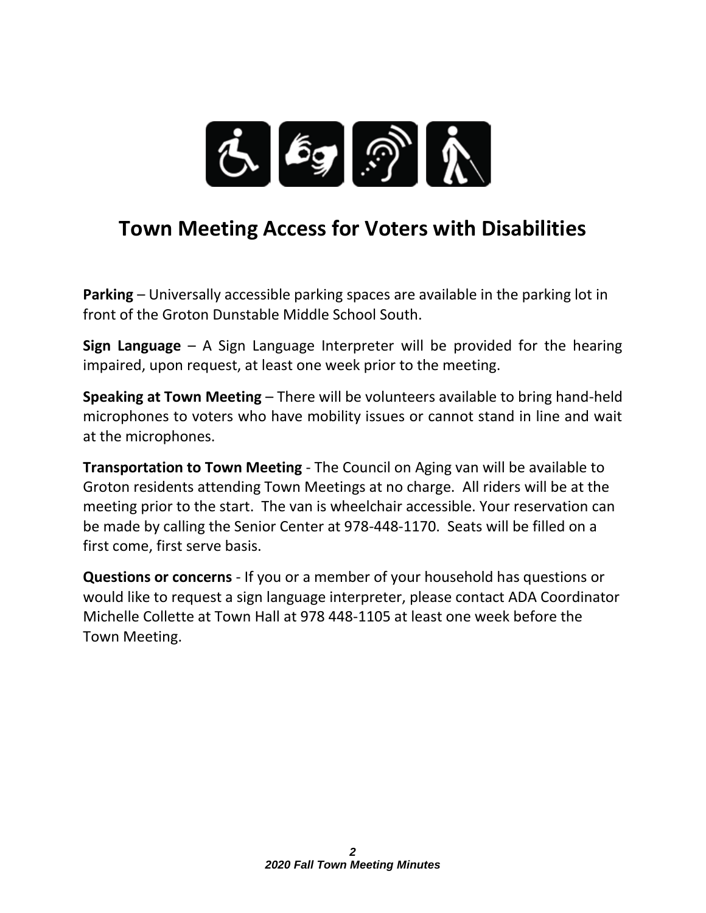# Town Meeting Access for Voters with Disabilities

**Parking** – Universally accessible parking spaces are available in the parking lot in front of the Groton Dunstable Middle School South.

**Sign Language** – A Sign Language Interpreter will be provided for the hearing impaired, upon request, at least one week prior to the meeting.

**Speaking at Town Meeting** – There will be volunteers available to bring hand-held microphones to voters who have mobility issues or cannot stand in line and wait at the microphones.

**Transportation to Town Meeting** - The Council on Aging van will be available to Groton residents attending Town Meetings at no charge. All riders will be at the meeting prior to the start. The van is wheelchair accessible. Your reservation can be made by calling the Senior Center at 978-448-1170. Seats will be filled on a first come, first serve basis.

**Questions or concerns** - If you or a member of your household has questions or would like to request a sign language interpreter, please contact ADA Coordinator Michelle Collette at Town Hall at 978 448-1105 at least one week before the Town Meeting.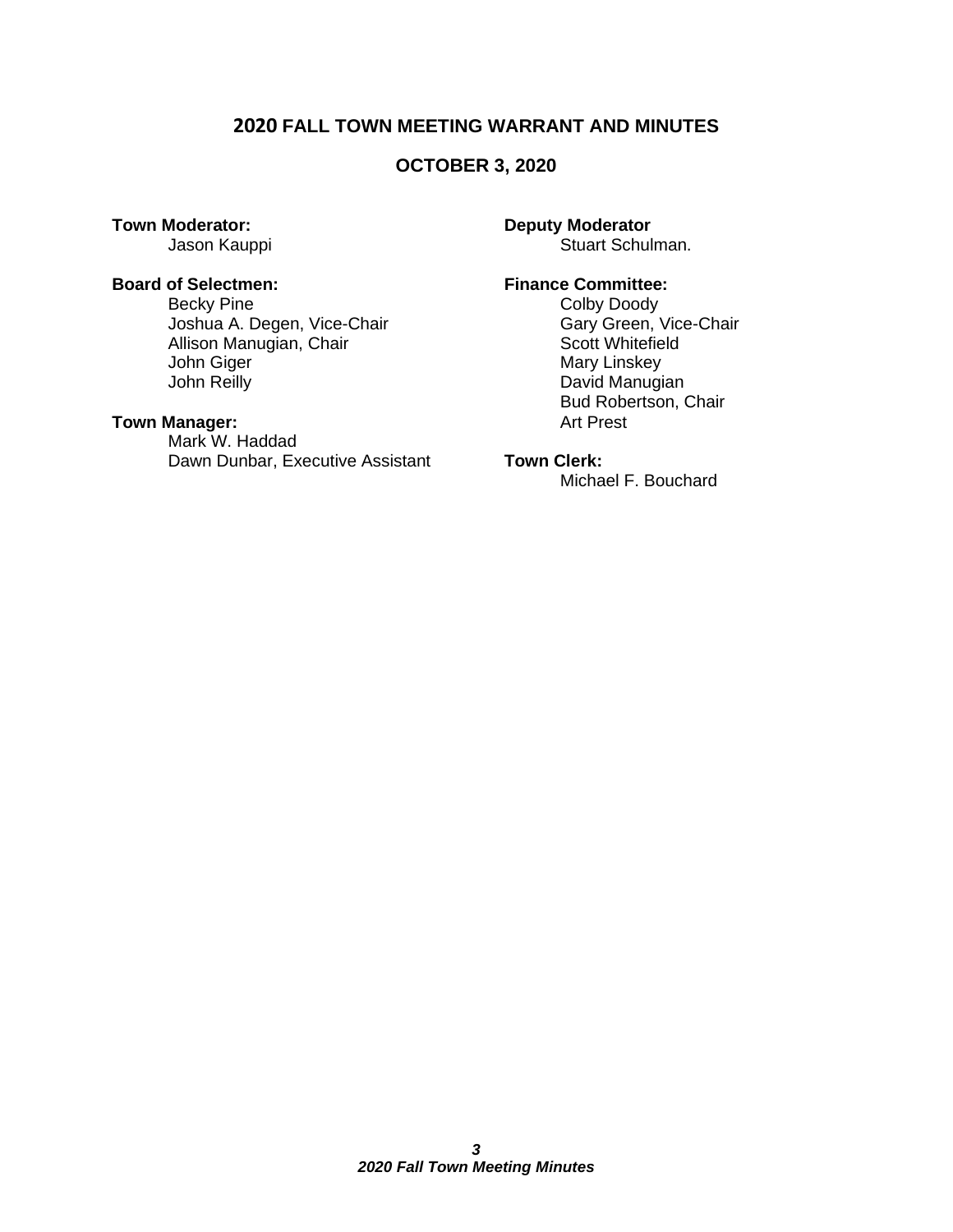# 2020 FALL TOWN MEETING WARRANT AND MINUTES

## OCTOBER 3, 2020

**Town Moderator:**
Jason Kauppi

**Deputy Moderator**
Stuart Schulman.

**Board of Selectmen:**
Becky Pine
Joshua A. Degen, Vice-Chair
Allison Manugian, Chair
John Giger
John Reilly

**Finance Committee:**
Colby Doody
Gary Green, Vice-Chair
Scott Whitefield
Mary Linskey
David Manugian
Bud Robertson, Chair
Art Prest

**Town Manager:**
Mark W. Haddad
Dawn Dunbar, Executive Assistant

**Town Clerk:**
Michael F. Bouchard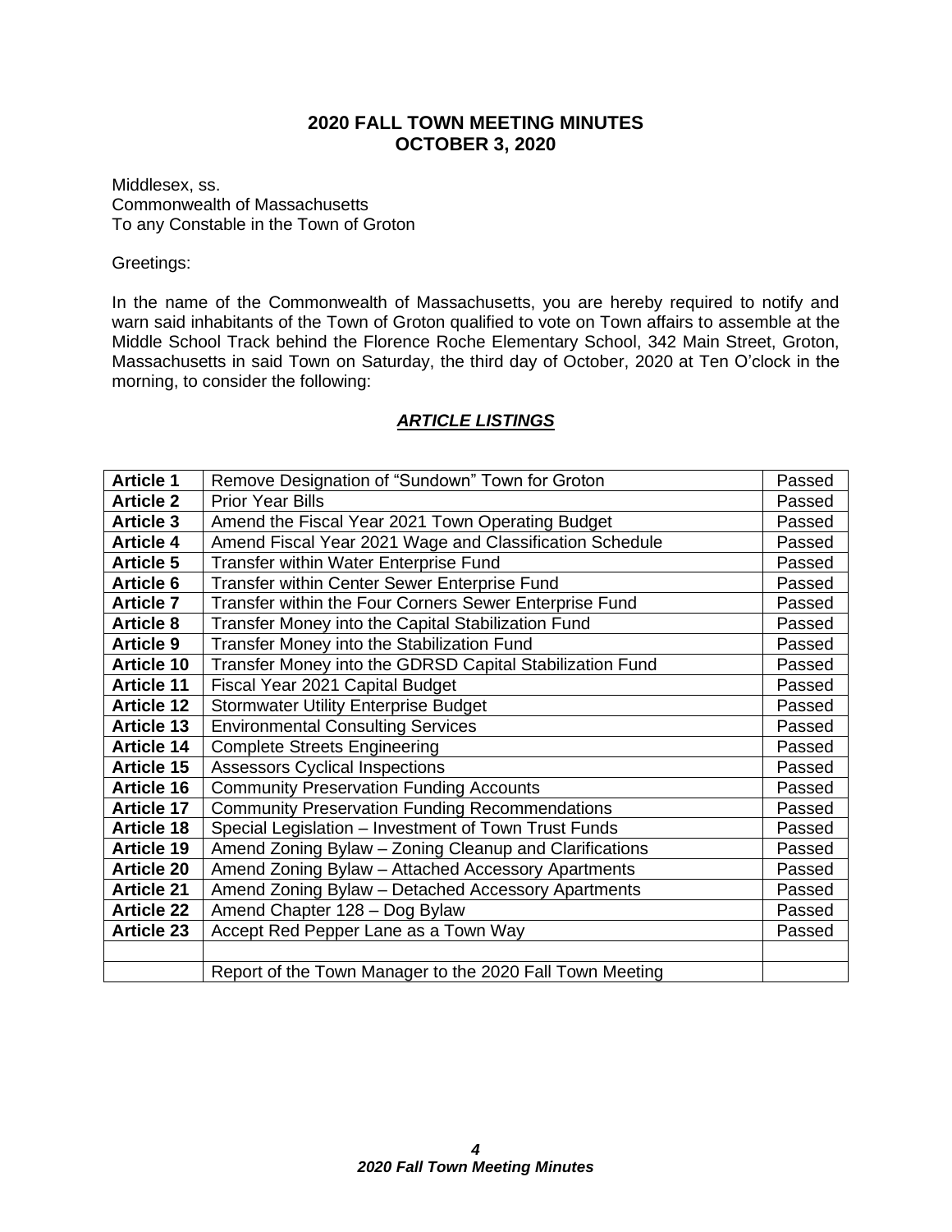# 2020 FALL TOWN MEETING MINUTES
## OCTOBER 3, 2020

Middlesex, ss.
Commonwealth of Massachusetts
To any Constable in the Town of Groton

Greetings:

In the name of the Commonwealth of Massachusetts, you are hereby required to notify and warn said inhabitants of the Town of Groton qualified to vote on Town affairs to assemble at the Middle School Track behind the Florence Roche Elementary School, 342 Main Street, Groton, Massachusetts in said Town on Saturday, the third day of October, 2020 at Ten O'clock in the morning, to consider the following:

## ***ARTICLE LISTINGS***

| | | |
|---|---|---|
| **Article 1** | Remove Designation of "Sundown" Town for Groton | Passed |
| **Article 2** | Prior Year Bills | Passed |
| **Article 3** | Amend the Fiscal Year 2021 Town Operating Budget | Passed |
| **Article 4** | Amend Fiscal Year 2021 Wage and Classification Schedule | Passed |
| **Article 5** | Transfer within Water Enterprise Fund | Passed |
| **Article 6** | Transfer within Center Sewer Enterprise Fund | Passed |
| **Article 7** | Transfer within the Four Corners Sewer Enterprise Fund | Passed |
| **Article 8** | Transfer Money into the Capital Stabilization Fund | Passed |
| **Article 9** | Transfer Money into the Stabilization Fund | Passed |
| **Article 10** | Transfer Money into the GDRSD Capital Stabilization Fund | Passed |
| **Article 11** | Fiscal Year 2021 Capital Budget | Passed |
| **Article 12** | Stormwater Utility Enterprise Budget | Passed |
| **Article 13** | Environmental Consulting Services | Passed |
| **Article 14** | Complete Streets Engineering | Passed |
| **Article 15** | Assessors Cyclical Inspections | Passed |
| **Article 16** | Community Preservation Funding Accounts | Passed |
| **Article 17** | Community Preservation Funding Recommendations | Passed |
| **Article 18** | Special Legislation – Investment of Town Trust Funds | Passed |
| **Article 19** | Amend Zoning Bylaw – Zoning Cleanup and Clarifications | Passed |
| **Article 20** | Amend Zoning Bylaw – Attached Accessory Apartments | Passed |
| **Article 21** | Amend Zoning Bylaw – Detached Accessory Apartments | Passed |
| **Article 22** | Amend Chapter 128 – Dog Bylaw | Passed |
| **Article 23** | Accept Red Pepper Lane as a Town Way | Passed |
| | | |
| | Report of the Town Manager to the 2020 Fall Town Meeting | |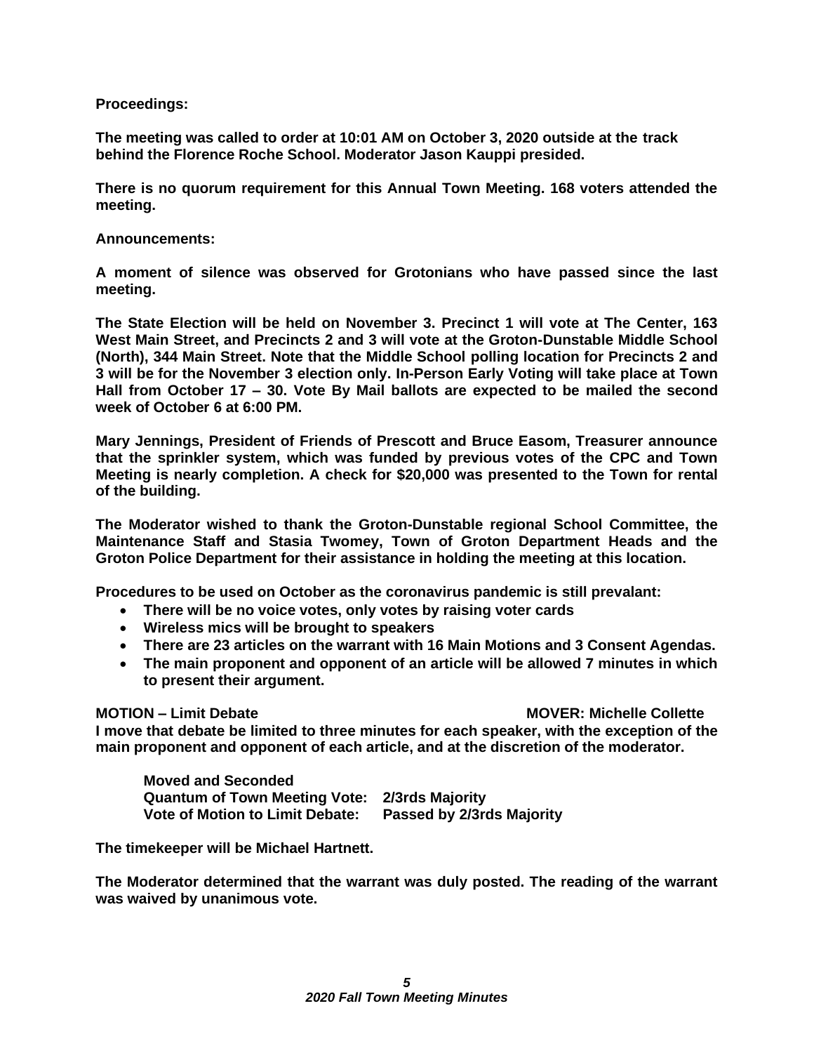**Proceedings:**

**The meeting was called to order at 10:01 AM on October 3, 2020 outside at the track behind the Florence Roche School. Moderator Jason Kauppi presided.**

**There is no quorum requirement for this Annual Town Meeting. 168 voters attended the meeting.**

**Announcements:**

**A moment of silence was observed for Grotonians who have passed since the last meeting.**

**The State Election will be held on November 3. Precinct 1 will vote at The Center, 163 West Main Street, and Precincts 2 and 3 will vote at the Groton-Dunstable Middle School (North), 344 Main Street. Note that the Middle School polling location for Precincts 2 and 3 will be for the November 3 election only. In-Person Early Voting will take place at Town Hall from October 17 – 30. Vote By Mail ballots are expected to be mailed the second week of October 6 at 6:00 PM.**

**Mary Jennings, President of Friends of Prescott and Bruce Easom, Treasurer announce that the sprinkler system, which was funded by previous votes of the CPC and Town Meeting is nearly completion. A check for $20,000 was presented to the Town for rental of the building.**

**The Moderator wished to thank the Groton-Dunstable regional School Committee, the Maintenance Staff and Stasia Twomey, Town of Groton Department Heads and the Groton Police Department for their assistance in holding the meeting at this location.**

**Procedures to be used on October as the coronavirus pandemic is still prevalant:**

- **There will be no voice votes, only votes by raising voter cards**
- **Wireless mics will be brought to speakers**
- **There are 23 articles on the warrant with 16 Main Motions and 3 Consent Agendas.**
- **The main proponent and opponent of an article will be allowed 7 minutes in which to present their argument.**

**MOTION – Limit Debate** **MOVER: Michelle Collette**

**I move that debate be limited to three minutes for each speaker, with the exception of the main proponent and opponent of each article, and at the discretion of the moderator.**

**Moved and Seconded**
**Quantum of Town Meeting Vote: 2/3rds Majority**
**Vote of Motion to Limit Debate: Passed by 2/3rds Majority**

**The timekeeper will be Michael Hartnett.**

**The Moderator determined that the warrant was duly posted. The reading of the warrant was waived by unanimous vote.**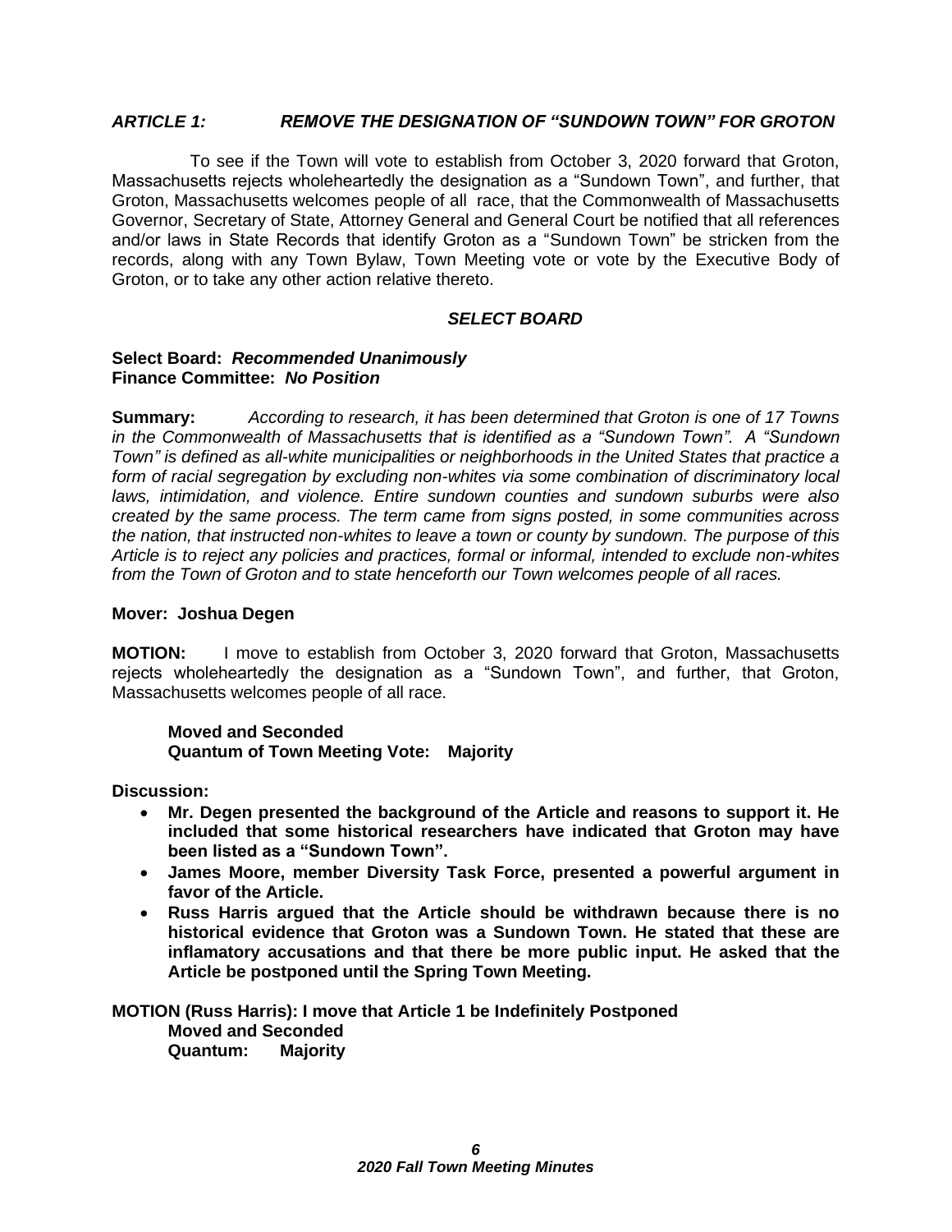## *ARTICLE 1: REMOVE THE DESIGNATION OF "SUNDOWN TOWN" FOR GROTON*

To see if the Town will vote to establish from October 3, 2020 forward that Groton, Massachusetts rejects wholeheartedly the designation as a "Sundown Town", and further, that Groton, Massachusetts welcomes people of all race, that the Commonwealth of Massachusetts Governor, Secretary of State, Attorney General and General Court be notified that all references and/or laws in State Records that identify Groton as a "Sundown Town" be stricken from the records, along with any Town Bylaw, Town Meeting vote or vote by the Executive Body of Groton, or to take any other action relative thereto.

***SELECT BOARD***

**Select Board:** ***Recommended Unanimously***
**Finance Committee:** ***No Position***

**Summary:** *According to research, it has been determined that Groton is one of 17 Towns in the Commonwealth of Massachusetts that is identified as a "Sundown Town". A "Sundown Town" is defined as all-white municipalities or neighborhoods in the United States that practice a form of racial segregation by excluding non-whites via some combination of discriminatory local laws, intimidation, and violence. Entire sundown counties and sundown suburbs were also created by the same process. The term came from signs posted, in some communities across the nation, that instructed non-whites to leave a town or county by sundown. The purpose of this Article is to reject any policies and practices, formal or informal, intended to exclude non-whites from the Town of Groton and to state henceforth our Town welcomes people of all races.*

**Mover: Joshua Degen**

**MOTION:** I move to establish from October 3, 2020 forward that Groton, Massachusetts rejects wholeheartedly the designation as a "Sundown Town", and further, that Groton, Massachusetts welcomes people of all race.

**Moved and Seconded**
**Quantum of Town Meeting Vote: Majority**

**Discussion:**

- **Mr. Degen presented the background of the Article and reasons to support it. He included that some historical researchers have indicated that Groton may have been listed as a "Sundown Town".**
- **James Moore, member Diversity Task Force, presented a powerful argument in favor of the Article.**
- **Russ Harris argued that the Article should be withdrawn because there is no historical evidence that Groton was a Sundown Town. He stated that these are inflamatory accusations and that there be more public input. He asked that the Article be postponed until the Spring Town Meeting.**

**MOTION (Russ Harris): I move that Article 1 be Indefinitely Postponed**
**Moved and Seconded**
**Quantum: Majority**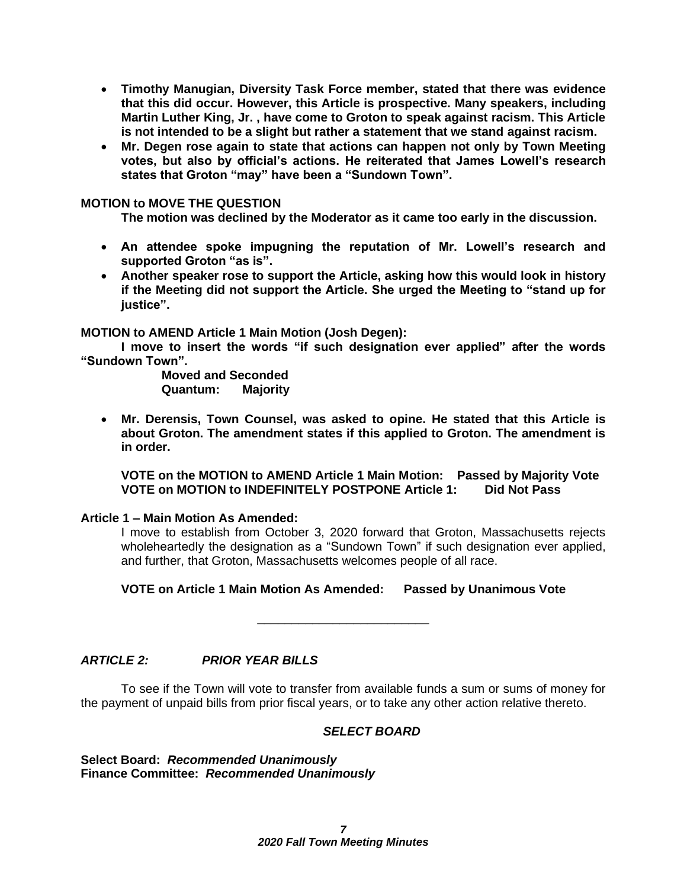- **Timothy Manugian, Diversity Task Force member, stated that there was evidence that this did occur. However, this Article is prospective. Many speakers, including Martin Luther King, Jr. , have come to Groton to speak against racism. This Article is not intended to be a slight but rather a statement that we stand against racism.**
- **Mr. Degen rose again to state that actions can happen not only by Town Meeting votes, but also by official's actions. He reiterated that James Lowell's research states that Groton "may" have been a "Sundown Town".**

**MOTION to MOVE THE QUESTION**

**The motion was declined by the Moderator as it came too early in the discussion.**

- **An attendee spoke impugning the reputation of Mr. Lowell's research and supported Groton "as is".**
- **Another speaker rose to support the Article, asking how this would look in history if the Meeting did not support the Article. She urged the Meeting to "stand up for justice".**

**MOTION to AMEND Article 1 Main Motion (Josh Degen):**

**I move to insert the words "if such designation ever applied" after the words "Sundown Town".**

**Moved and Seconded**
**Quantum: Majority**

- **Mr. Derensis, Town Counsel, was asked to opine. He stated that this Article is about Groton. The amendment states if this applied to Groton. The amendment is in order.**

**VOTE on the MOTION to AMEND Article 1 Main Motion: Passed by Majority Vote**
**VOTE on MOTION to INDEFINITELY POSTPONE Article 1: Did Not Pass**

**Article 1 – Main Motion As Amended:**

I move to establish from October 3, 2020 forward that Groton, Massachusetts rejects wholeheartedly the designation as a "Sundown Town" if such designation ever applied, and further, that Groton, Massachusetts welcomes people of all race.

**VOTE on Article 1 Main Motion As Amended: Passed by Unanimous Vote**

---

## *ARTICLE 2: PRIOR YEAR BILLS*

To see if the Town will vote to transfer from available funds a sum or sums of money for the payment of unpaid bills from prior fiscal years, or to take any other action relative thereto.

***SELECT BOARD***

**Select Board:** ***Recommended Unanimously***
**Finance Committee:** ***Recommended Unanimously***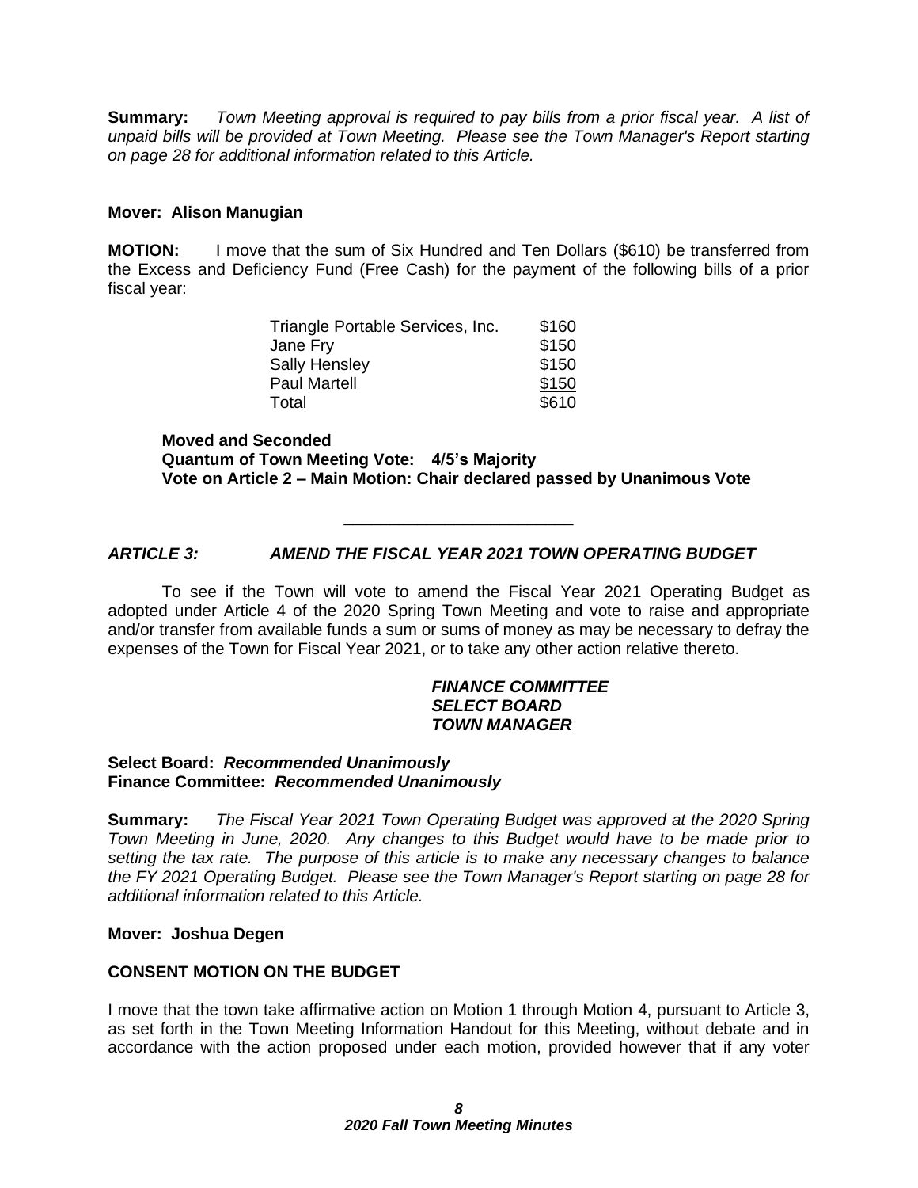**Summary:** *Town Meeting approval is required to pay bills from a prior fiscal year. A list of unpaid bills will be provided at Town Meeting. Please see the Town Manager's Report starting on page 28 for additional information related to this Article.*

**Mover: Alison Manugian**

**MOTION:** I move that the sum of Six Hundred and Ten Dollars ($610) be transferred from the Excess and Deficiency Fund (Free Cash) for the payment of the following bills of a prior fiscal year:

| | |
|---|---|
| Triangle Portable Services, Inc. | $160 |
| Jane Fry | $150 |
| Sally Hensley | $150 |
| Paul Martell | $150 |
| Total | $610 |

**Moved and Seconded**
**Quantum of Town Meeting Vote: 4/5's Majority**
**Vote on Article 2 – Main Motion: Chair declared passed by Unanimous Vote**

---

### *ARTICLE 3: AMEND THE FISCAL YEAR 2021 TOWN OPERATING BUDGET*

To see if the Town will vote to amend the Fiscal Year 2021 Operating Budget as adopted under Article 4 of the 2020 Spring Town Meeting and vote to raise and appropriate and/or transfer from available funds a sum or sums of money as may be necessary to defray the expenses of the Town for Fiscal Year 2021, or to take any other action relative thereto.

***FINANCE COMMITTEE***
***SELECT BOARD***
***TOWN MANAGER***

**Select Board:** ***Recommended Unanimously***
**Finance Committee:** ***Recommended Unanimously***

**Summary:** *The Fiscal Year 2021 Town Operating Budget was approved at the 2020 Spring Town Meeting in June, 2020. Any changes to this Budget would have to be made prior to setting the tax rate. The purpose of this article is to make any necessary changes to balance the FY 2021 Operating Budget. Please see the Town Manager's Report starting on page 28 for additional information related to this Article.*

**Mover: Joshua Degen**

**CONSENT MOTION ON THE BUDGET**

I move that the town take affirmative action on Motion 1 through Motion 4, pursuant to Article 3, as set forth in the Town Meeting Information Handout for this Meeting, without debate and in accordance with the action proposed under each motion, provided however that if any voter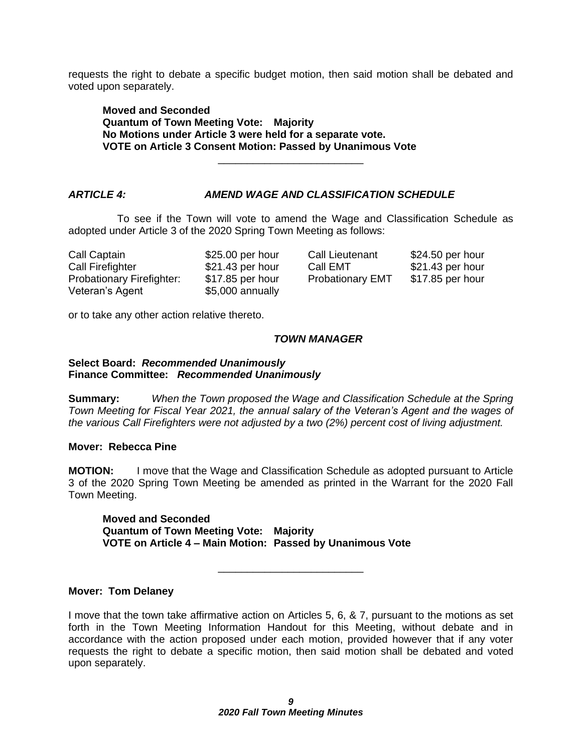requests the right to debate a specific budget motion, then said motion shall be debated and voted upon separately.

**Moved and Seconded**
**Quantum of Town Meeting Vote: Majority**
**No Motions under Article 3 were held for a separate vote.**
**VOTE on Article 3 Consent Motion: Passed by Unanimous Vote**

---

### *ARTICLE 4: AMEND WAGE AND CLASSIFICATION SCHEDULE*

To see if the Town will vote to amend the Wage and Classification Schedule as adopted under Article 3 of the 2020 Spring Town Meeting as follows:

| | | | |
|---|---|---|---|
| Call Captain | $25.00 per hour | Call Lieutenant | $24.50 per hour |
| Call Firefighter | $21.43 per hour | Call EMT | $21.43 per hour |
| Probationary Firefighter: | $17.85 per hour | Probationary EMT | $17.85 per hour |
| Veteran's Agent | $5,000 annually | | |

or to take any other action relative thereto.

***TOWN MANAGER***

**Select Board: *Recommended Unanimously***
**Finance Committee: *Recommended Unanimously***

**Summary:** *When the Town proposed the Wage and Classification Schedule at the Spring Town Meeting for Fiscal Year 2021, the annual salary of the Veteran's Agent and the wages of the various Call Firefighters were not adjusted by a two (2%) percent cost of living adjustment.*

**Mover: Rebecca Pine**

**MOTION:** I move that the Wage and Classification Schedule as adopted pursuant to Article 3 of the 2020 Spring Town Meeting be amended as printed in the Warrant for the 2020 Fall Town Meeting.

**Moved and Seconded**
**Quantum of Town Meeting Vote: Majority**
**VOTE on Article 4 – Main Motion: Passed by Unanimous Vote**

---

**Mover: Tom Delaney**

I move that the town take affirmative action on Articles 5, 6, & 7, pursuant to the motions as set forth in the Town Meeting Information Handout for this Meeting, without debate and in accordance with the action proposed under each motion, provided however that if any voter requests the right to debate a specific motion, then said motion shall be debated and voted upon separately.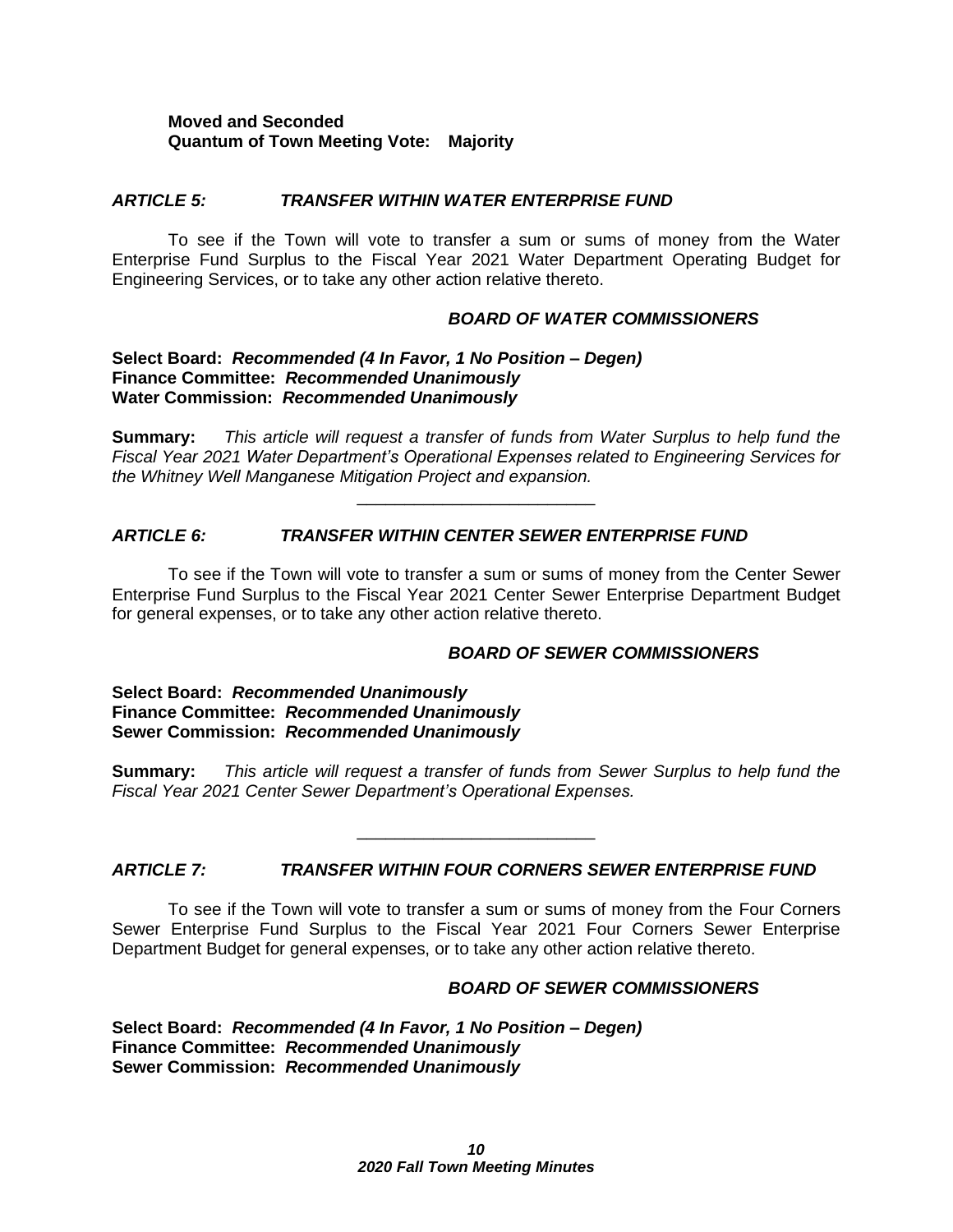**Moved and Seconded**
**Quantum of Town Meeting Vote: Majority**

### *ARTICLE 5: TRANSFER WITHIN WATER ENTERPRISE FUND*

To see if the Town will vote to transfer a sum or sums of money from the Water Enterprise Fund Surplus to the Fiscal Year 2021 Water Department Operating Budget for Engineering Services, or to take any other action relative thereto.

***BOARD OF WATER COMMISSIONERS***

**Select Board:** ***Recommended (4 In Favor, 1 No Position – Degen)***
**Finance Committee:** ***Recommended Unanimously***
**Water Commission:** ***Recommended Unanimously***

**Summary:** *This article will request a transfer of funds from Water Surplus to help fund the Fiscal Year 2021 Water Department's Operational Expenses related to Engineering Services for the Whitney Well Manganese Mitigation Project and expansion.*

---

### *ARTICLE 6: TRANSFER WITHIN CENTER SEWER ENTERPRISE FUND*

To see if the Town will vote to transfer a sum or sums of money from the Center Sewer Enterprise Fund Surplus to the Fiscal Year 2021 Center Sewer Enterprise Department Budget for general expenses, or to take any other action relative thereto.

***BOARD OF SEWER COMMISSIONERS***

**Select Board:** ***Recommended Unanimously***
**Finance Committee:** ***Recommended Unanimously***
**Sewer Commission:** ***Recommended Unanimously***

**Summary:** *This article will request a transfer of funds from Sewer Surplus to help fund the Fiscal Year 2021 Center Sewer Department's Operational Expenses.*

---

### *ARTICLE 7: TRANSFER WITHIN FOUR CORNERS SEWER ENTERPRISE FUND*

To see if the Town will vote to transfer a sum or sums of money from the Four Corners Sewer Enterprise Fund Surplus to the Fiscal Year 2021 Four Corners Sewer Enterprise Department Budget for general expenses, or to take any other action relative thereto.

***BOARD OF SEWER COMMISSIONERS***

**Select Board:** ***Recommended (4 In Favor, 1 No Position – Degen)***
**Finance Committee:** ***Recommended Unanimously***
**Sewer Commission:** ***Recommended Unanimously***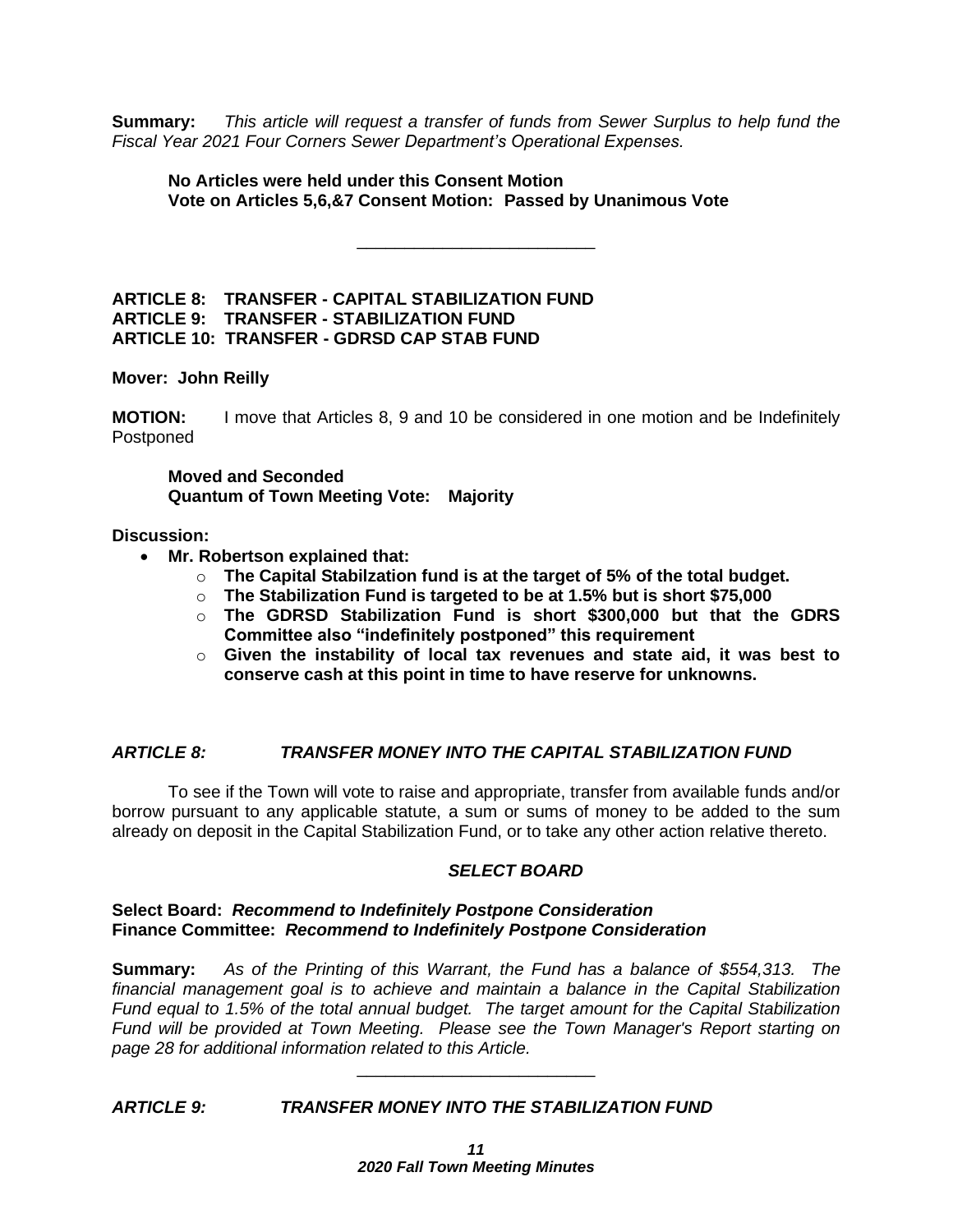**Summary:** *This article will request a transfer of funds from Sewer Surplus to help fund the Fiscal Year 2021 Four Corners Sewer Department's Operational Expenses.*

**No Articles were held under this Consent Motion**
**Vote on Articles 5,6,&7 Consent Motion: Passed by Unanimous Vote**

---

**ARTICLE 8: TRANSFER - CAPITAL STABILIZATION FUND**
**ARTICLE 9: TRANSFER - STABILIZATION FUND**
**ARTICLE 10: TRANSFER - GDRSD CAP STAB FUND**

**Mover: John Reilly**

**MOTION:** I move that Articles 8, 9 and 10 be considered in one motion and be Indefinitely Postponed

**Moved and Seconded**
**Quantum of Town Meeting Vote: Majority**

**Discussion:**

- **Mr. Robertson explained that:**
  - **The Capital Stabilzation fund is at the target of 5% of the total budget.**
  - **The Stabilization Fund is targeted to be at 1.5% but is short $75,000**
  - **The GDRSD Stabilization Fund is short $300,000 but that the GDRS Committee also "indefinitely postponed" this requirement**
  - **Given the instability of local tax revenues and state aid, it was best to conserve cash at this point in time to have reserve for unknowns.**

### *ARTICLE 8: TRANSFER MONEY INTO THE CAPITAL STABILIZATION FUND*

To see if the Town will vote to raise and appropriate, transfer from available funds and/or borrow pursuant to any applicable statute, a sum or sums of money to be added to the sum already on deposit in the Capital Stabilization Fund, or to take any other action relative thereto.

***SELECT BOARD***

**Select Board:** ***Recommend to Indefinitely Postpone Consideration***
**Finance Committee:** ***Recommend to Indefinitely Postpone Consideration***

**Summary:** *As of the Printing of this Warrant, the Fund has a balance of $554,313. The financial management goal is to achieve and maintain a balance in the Capital Stabilization Fund equal to 1.5% of the total annual budget. The target amount for the Capital Stabilization Fund will be provided at Town Meeting. Please see the Town Manager's Report starting on page 28 for additional information related to this Article.*

---

### *ARTICLE 9: TRANSFER MONEY INTO THE STABILIZATION FUND*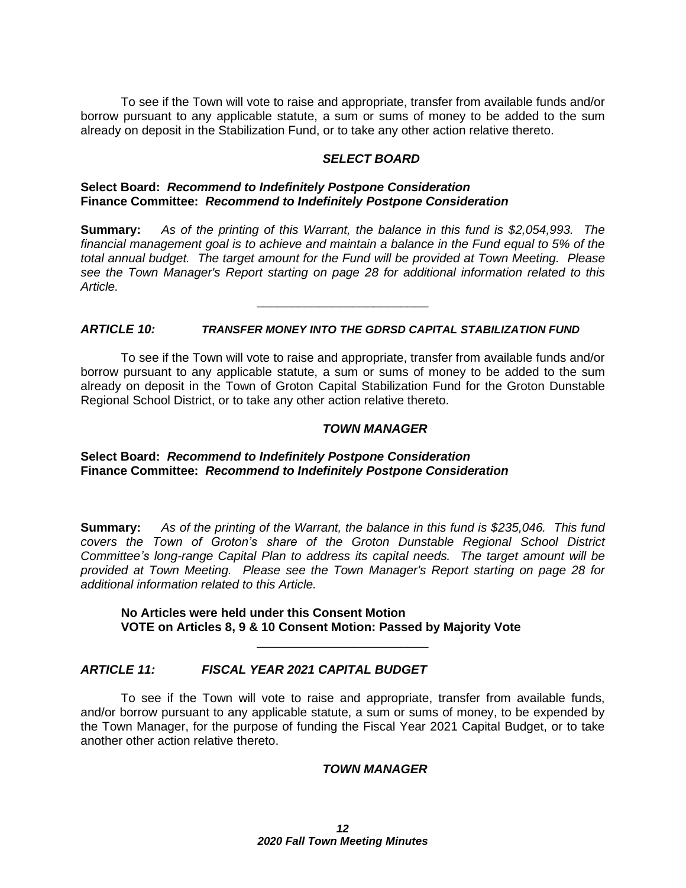To see if the Town will vote to raise and appropriate, transfer from available funds and/or borrow pursuant to any applicable statute, a sum or sums of money to be added to the sum already on deposit in the Stabilization Fund, or to take any other action relative thereto.

***SELECT BOARD***

**Select Board:** ***Recommend to Indefinitely Postpone Consideration***
**Finance Committee:** ***Recommend to Indefinitely Postpone Consideration***

**Summary:** *As of the printing of this Warrant, the balance in this fund is $2,054,993. The financial management goal is to achieve and maintain a balance in the Fund equal to 5% of the total annual budget. The target amount for the Fund will be provided at Town Meeting. Please see the Town Manager's Report starting on page 28 for additional information related to this Article.*

---

### *ARTICLE 10: TRANSFER MONEY INTO THE GDRSD CAPITAL STABILIZATION FUND*

To see if the Town will vote to raise and appropriate, transfer from available funds and/or borrow pursuant to any applicable statute, a sum or sums of money to be added to the sum already on deposit in the Town of Groton Capital Stabilization Fund for the Groton Dunstable Regional School District, or to take any other action relative thereto.

***TOWN MANAGER***

**Select Board:** ***Recommend to Indefinitely Postpone Consideration***
**Finance Committee:** ***Recommend to Indefinitely Postpone Consideration***

**Summary:** *As of the printing of the Warrant, the balance in this fund is $235,046. This fund covers the Town of Groton's share of the Groton Dunstable Regional School District Committee's long-range Capital Plan to address its capital needs. The target amount will be provided at Town Meeting. Please see the Town Manager's Report starting on page 28 for additional information related to this Article.*

**No Articles were held under this Consent Motion**
**VOTE on Articles 8, 9 & 10 Consent Motion: Passed by Majority Vote**

---

### *ARTICLE 11: FISCAL YEAR 2021 CAPITAL BUDGET*

To see if the Town will vote to raise and appropriate, transfer from available funds, and/or borrow pursuant to any applicable statute, a sum or sums of money, to be expended by the Town Manager, for the purpose of funding the Fiscal Year 2021 Capital Budget, or to take another other action relative thereto.

***TOWN MANAGER***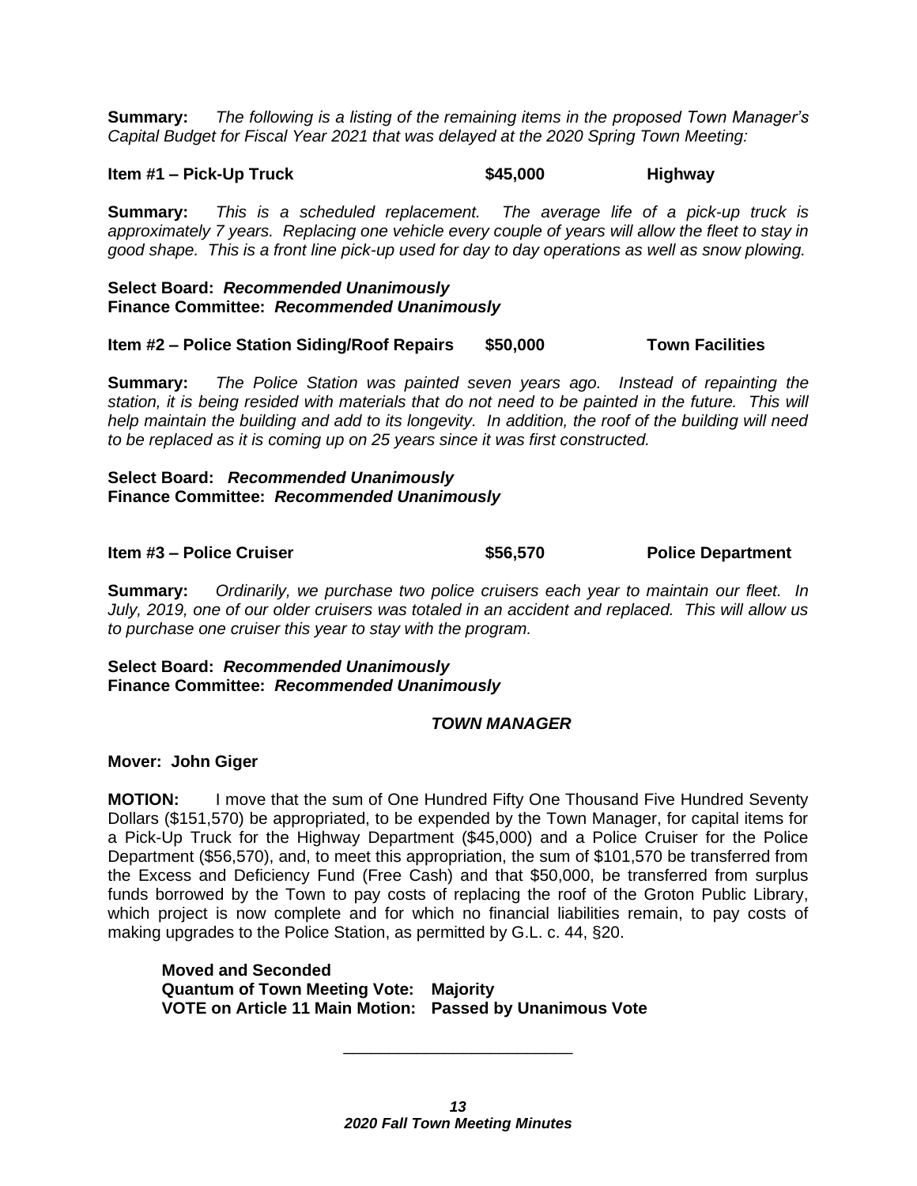**Summary:** *The following is a listing of the remaining items in the proposed Town Manager's Capital Budget for Fiscal Year 2021 that was delayed at the 2020 Spring Town Meeting:*

**Item #1 – Pick-Up Truck $45,000 Highway**

**Summary:** *This is a scheduled replacement. The average life of a pick-up truck is approximately 7 years. Replacing one vehicle every couple of years will allow the fleet to stay in good shape. This is a front line pick-up used for day to day operations as well as snow plowing.*

**Select Board:** ***Recommended Unanimously***
**Finance Committee:** ***Recommended Unanimously***

**Item #2 – Police Station Siding/Roof Repairs $50,000 Town Facilities**

**Summary:** *The Police Station was painted seven years ago. Instead of repainting the station, it is being resided with materials that do not need to be painted in the future. This will help maintain the building and add to its longevity. In addition, the roof of the building will need to be replaced as it is coming up on 25 years since it was first constructed.*

**Select Board:** ***Recommended Unanimously***
**Finance Committee:** ***Recommended Unanimously***

**Item #3 – Police Cruiser $56,570 Police Department**

**Summary:** *Ordinarily, we purchase two police cruisers each year to maintain our fleet. In July, 2019, one of our older cruisers was totaled in an accident and replaced. This will allow us to purchase one cruiser this year to stay with the program.*

**Select Board:** ***Recommended Unanimously***
**Finance Committee:** ***Recommended Unanimously***

***TOWN MANAGER***

**Mover: John Giger**

**MOTION:** I move that the sum of One Hundred Fifty One Thousand Five Hundred Seventy Dollars ($151,570) be appropriated, to be expended by the Town Manager, for capital items for a Pick-Up Truck for the Highway Department ($45,000) and a Police Cruiser for the Police Department ($56,570), and, to meet this appropriation, the sum of $101,570 be transferred from the Excess and Deficiency Fund (Free Cash) and that $50,000, be transferred from surplus funds borrowed by the Town to pay costs of replacing the roof of the Groton Public Library, which project is now complete and for which no financial liabilities remain, to pay costs of making upgrades to the Police Station, as permitted by G.L. c. 44, §20.

**Moved and Seconded**
**Quantum of Town Meeting Vote: Majority**
**VOTE on Article 11 Main Motion: Passed by Unanimous Vote**

---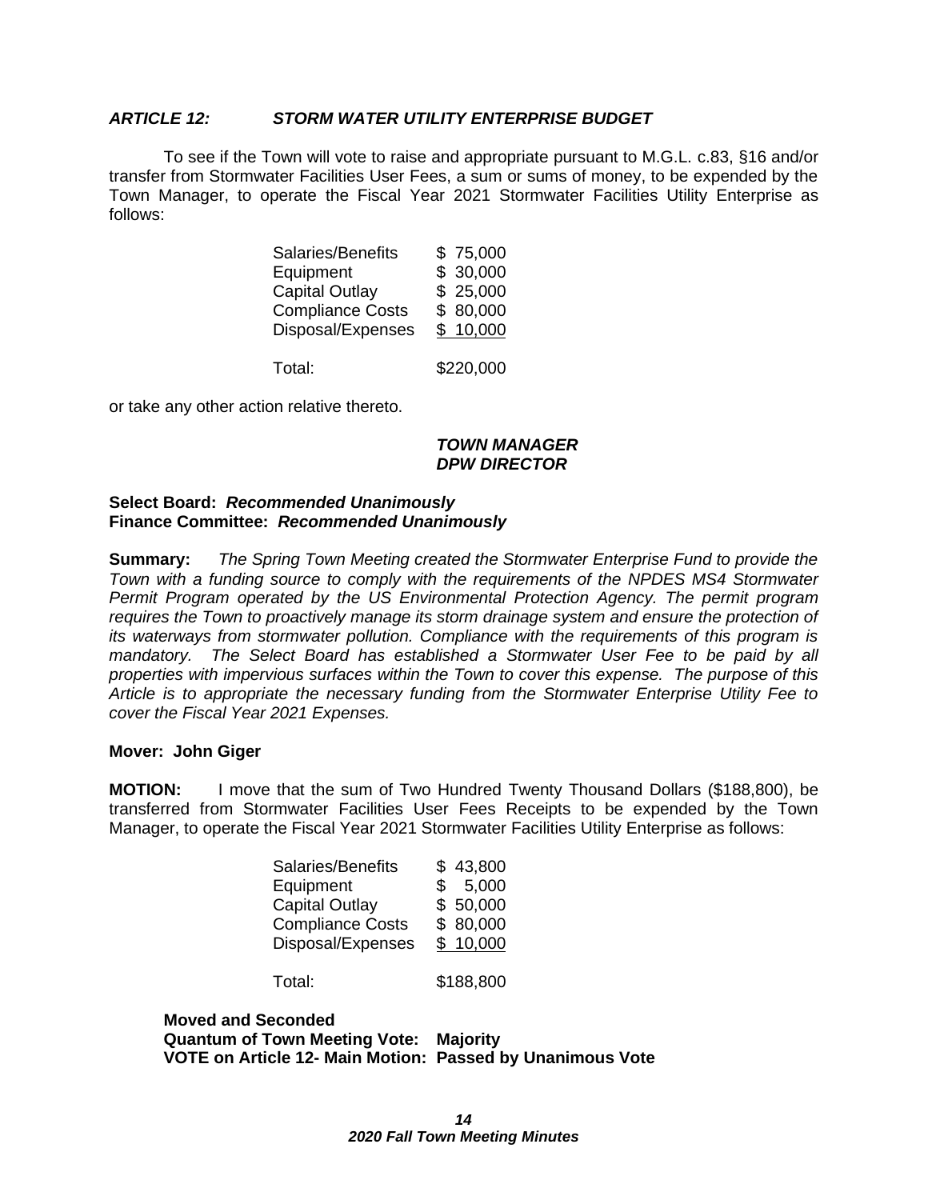### *ARTICLE 12: STORM WATER UTILITY ENTERPRISE BUDGET*

To see if the Town will vote to raise and appropriate pursuant to M.G.L. c.83, §16 and/or transfer from Stormwater Facilities User Fees, a sum or sums of money, to be expended by the Town Manager, to operate the Fiscal Year 2021 Stormwater Facilities Utility Enterprise as follows:

| | |
|---|---|
| Salaries/Benefits | $ 75,000 |
| Equipment | $ 30,000 |
| Capital Outlay | $ 25,000 |
| Compliance Costs | $ 80,000 |
| Disposal/Expenses | $ 10,000 |
| Total: | $220,000 |

or take any other action relative thereto.

***TOWN MANAGER***
***DPW DIRECTOR***

**Select Board: *Recommended Unanimously***
**Finance Committee: *Recommended Unanimously***

**Summary:** *The Spring Town Meeting created the Stormwater Enterprise Fund to provide the Town with a funding source to comply with the requirements of the NPDES MS4 Stormwater Permit Program operated by the US Environmental Protection Agency. The permit program requires the Town to proactively manage its storm drainage system and ensure the protection of its waterways from stormwater pollution. Compliance with the requirements of this program is mandatory. The Select Board has established a Stormwater User Fee to be paid by all properties with impervious surfaces within the Town to cover this expense. The purpose of this Article is to appropriate the necessary funding from the Stormwater Enterprise Utility Fee to cover the Fiscal Year 2021 Expenses.*

**Mover: John Giger**

**MOTION:** I move that the sum of Two Hundred Twenty Thousand Dollars ($188,800), be transferred from Stormwater Facilities User Fees Receipts to be expended by the Town Manager, to operate the Fiscal Year 2021 Stormwater Facilities Utility Enterprise as follows:

| | |
|---|---|
| Salaries/Benefits | $ 43,800 |
| Equipment | $ 5,000 |
| Capital Outlay | $ 50,000 |
| Compliance Costs | $ 80,000 |
| Disposal/Expenses | $ 10,000 |
| Total: | $188,800 |

**Moved and Seconded**
**Quantum of Town Meeting Vote: Majority**
**VOTE on Article 12- Main Motion: Passed by Unanimous Vote**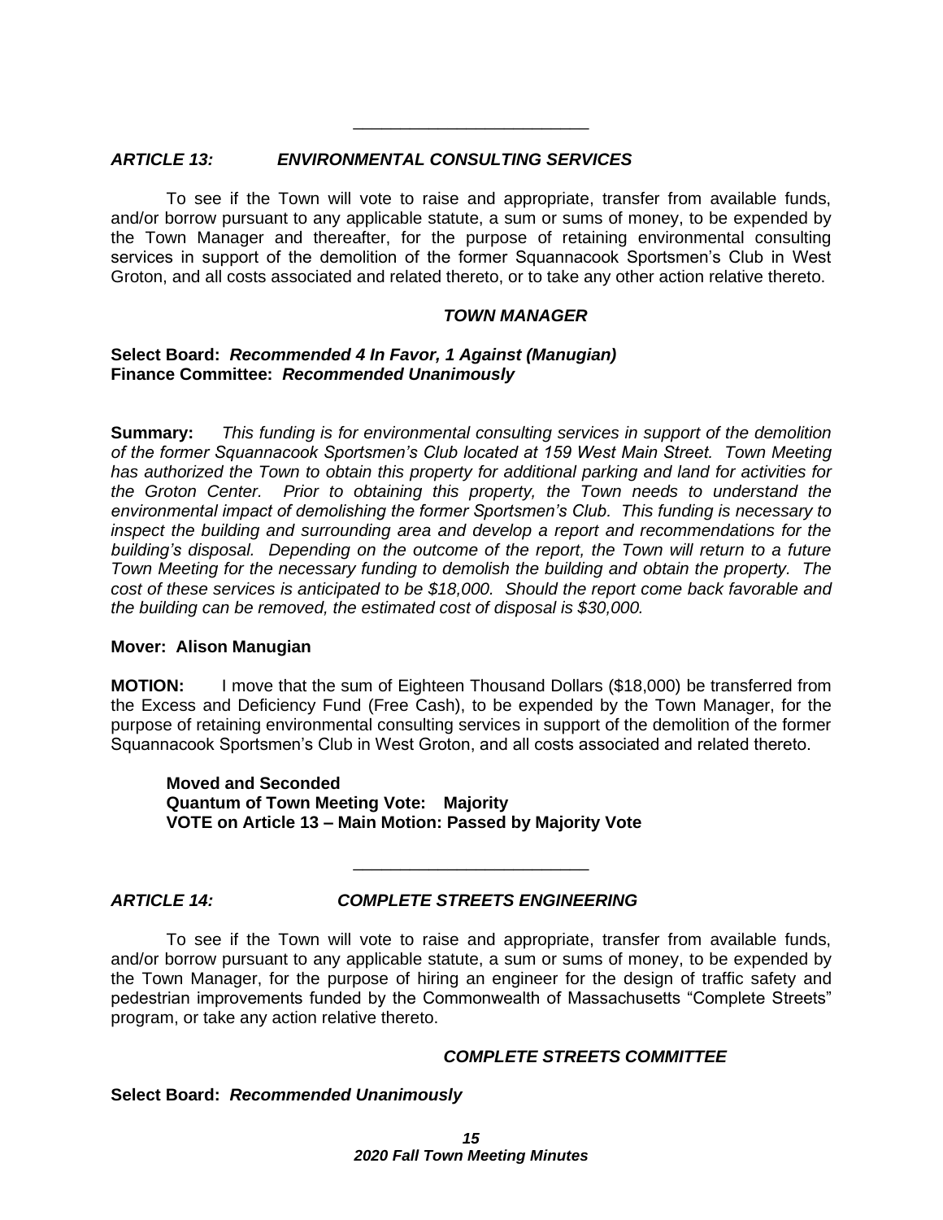---

***ARTICLE 13: ENVIRONMENTAL CONSULTING SERVICES***

To see if the Town will vote to raise and appropriate, transfer from available funds, and/or borrow pursuant to any applicable statute, a sum or sums of money, to be expended by the Town Manager and thereafter, for the purpose of retaining environmental consulting services in support of the demolition of the former Squannacook Sportsmen's Club in West Groton, and all costs associated and related thereto, or to take any other action relative thereto.

***TOWN MANAGER***

**Select Board:** ***Recommended 4 In Favor, 1 Against (Manugian)***
**Finance Committee:** ***Recommended Unanimously***

**Summary:** *This funding is for environmental consulting services in support of the demolition of the former Squannacook Sportsmen's Club located at 159 West Main Street. Town Meeting has authorized the Town to obtain this property for additional parking and land for activities for the Groton Center. Prior to obtaining this property, the Town needs to understand the environmental impact of demolishing the former Sportsmen's Club. This funding is necessary to inspect the building and surrounding area and develop a report and recommendations for the building's disposal. Depending on the outcome of the report, the Town will return to a future Town Meeting for the necessary funding to demolish the building and obtain the property. The cost of these services is anticipated to be $18,000. Should the report come back favorable and the building can be removed, the estimated cost of disposal is $30,000.*

**Mover: Alison Manugian**

**MOTION:** I move that the sum of Eighteen Thousand Dollars ($18,000) be transferred from the Excess and Deficiency Fund (Free Cash), to be expended by the Town Manager, for the purpose of retaining environmental consulting services in support of the demolition of the former Squannacook Sportsmen's Club in West Groton, and all costs associated and related thereto.

**Moved and Seconded**
**Quantum of Town Meeting Vote: Majority**
**VOTE on Article 13 – Main Motion: Passed by Majority Vote**

---

***ARTICLE 14: COMPLETE STREETS ENGINEERING***

To see if the Town will vote to raise and appropriate, transfer from available funds, and/or borrow pursuant to any applicable statute, a sum or sums of money, to be expended by the Town Manager, for the purpose of hiring an engineer for the design of traffic safety and pedestrian improvements funded by the Commonwealth of Massachusetts "Complete Streets" program, or take any action relative thereto.

***COMPLETE STREETS COMMITTEE***

**Select Board:** ***Recommended Unanimously***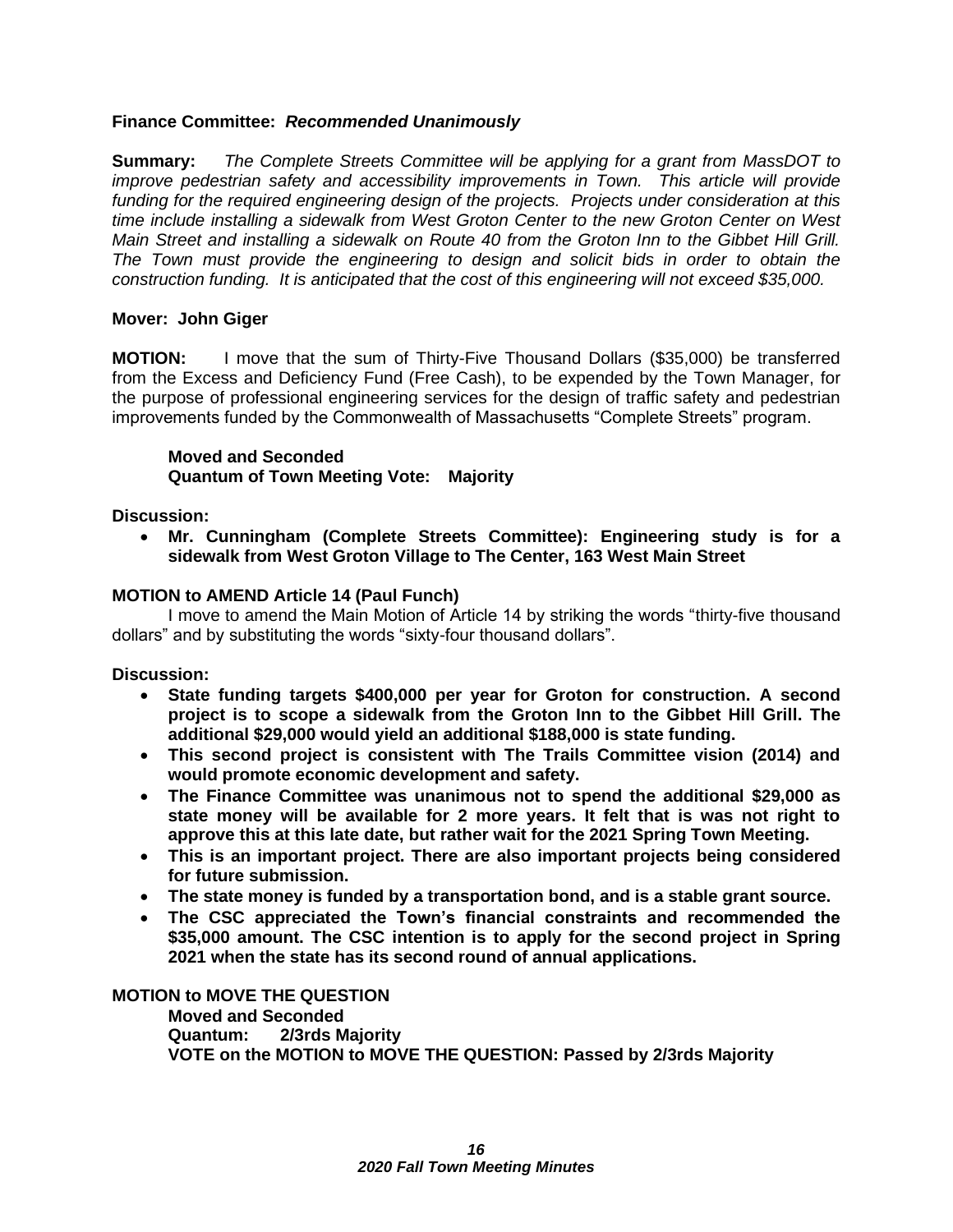**Finance Committee:** ***Recommended Unanimously***

**Summary:** *The Complete Streets Committee will be applying for a grant from MassDOT to improve pedestrian safety and accessibility improvements in Town. This article will provide funding for the required engineering design of the projects. Projects under consideration at this time include installing a sidewalk from West Groton Center to the new Groton Center on West Main Street and installing a sidewalk on Route 40 from the Groton Inn to the Gibbet Hill Grill. The Town must provide the engineering to design and solicit bids in order to obtain the construction funding. It is anticipated that the cost of this engineering will not exceed $35,000.*

**Mover: John Giger**

**MOTION:** I move that the sum of Thirty-Five Thousand Dollars ($35,000) be transferred from the Excess and Deficiency Fund (Free Cash), to be expended by the Town Manager, for the purpose of professional engineering services for the design of traffic safety and pedestrian improvements funded by the Commonwealth of Massachusetts "Complete Streets" program.

**Moved and Seconded**
**Quantum of Town Meeting Vote: Majority**

**Discussion:**

- **Mr. Cunningham (Complete Streets Committee): Engineering study is for a sidewalk from West Groton Village to The Center, 163 West Main Street**

**MOTION to AMEND Article 14 (Paul Funch)**

I move to amend the Main Motion of Article 14 by striking the words "thirty-five thousand dollars" and by substituting the words "sixty-four thousand dollars".

**Discussion:**

- **State funding targets $400,000 per year for Groton for construction. A second project is to scope a sidewalk from the Groton Inn to the Gibbet Hill Grill. The additional $29,000 would yield an additional $188,000 is state funding.**
- **This second project is consistent with The Trails Committee vision (2014) and would promote economic development and safety.**
- **The Finance Committee was unanimous not to spend the additional $29,000 as state money will be available for 2 more years. It felt that is was not right to approve this at this late date, but rather wait for the 2021 Spring Town Meeting.**
- **This is an important project. There are also important projects being considered for future submission.**
- **The state money is funded by a transportation bond, and is a stable grant source.**
- **The CSC appreciated the Town's financial constraints and recommended the $35,000 amount. The CSC intention is to apply for the second project in Spring 2021 when the state has its second round of annual applications.**

**MOTION to MOVE THE QUESTION**

**Moved and Seconded**
**Quantum: 2/3rds Majority**
**VOTE on the MOTION to MOVE THE QUESTION: Passed by 2/3rds Majority**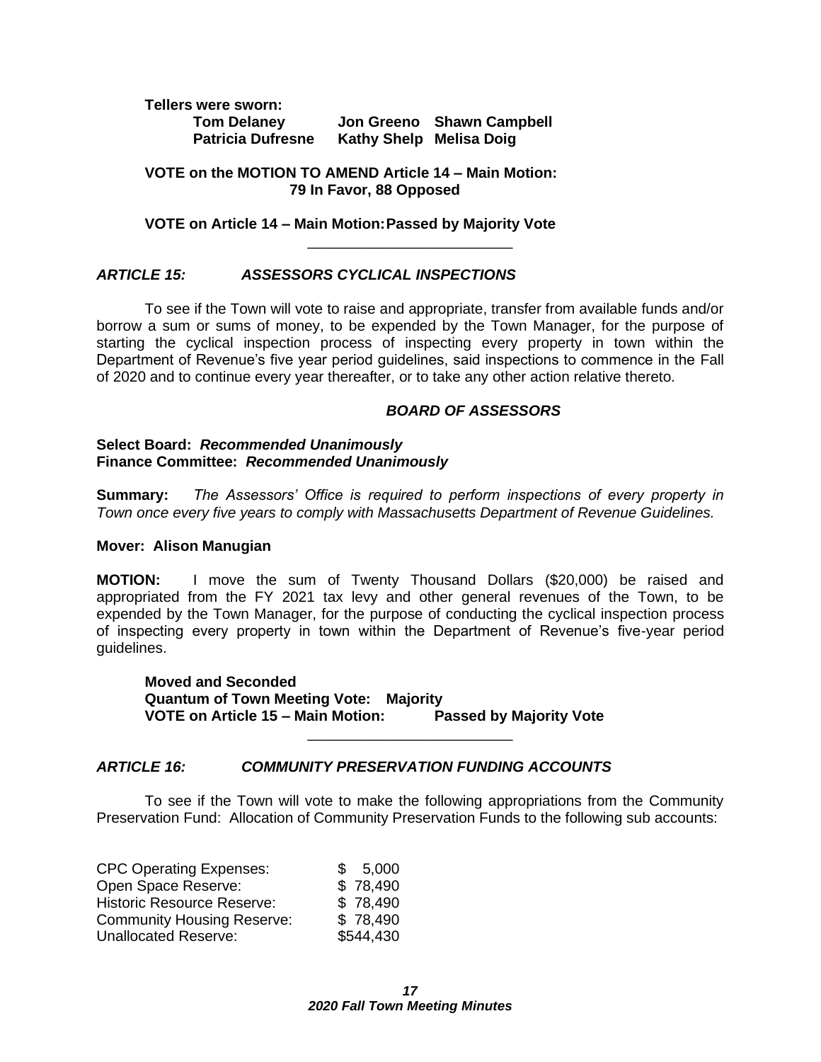**Tellers were sworn:**

**Tom Delaney** **Jon Greeno** **Shawn Campbell**
**Patricia Dufresne** **Kathy Shelp** **Melisa Doig**

**VOTE on the MOTION TO AMEND Article 14 – Main Motion:**
**79 In Favor, 88 Opposed**

**VOTE on Article 14 – Main Motion: Passed by Majority Vote**

---

### *ARTICLE 15: ASSESSORS CYCLICAL INSPECTIONS*

To see if the Town will vote to raise and appropriate, transfer from available funds and/or borrow a sum or sums of money, to be expended by the Town Manager, for the purpose of starting the cyclical inspection process of inspecting every property in town within the Department of Revenue's five year period guidelines, said inspections to commence in the Fall of 2020 and to continue every year thereafter, or to take any other action relative thereto.

***BOARD OF ASSESSORS***

**Select Board:** ***Recommended Unanimously***
**Finance Committee:** ***Recommended Unanimously***

**Summary:** *The Assessors' Office is required to perform inspections of every property in Town once every five years to comply with Massachusetts Department of Revenue Guidelines.*

**Mover: Alison Manugian**

**MOTION:** I move the sum of Twenty Thousand Dollars ($20,000) be raised and appropriated from the FY 2021 tax levy and other general revenues of the Town, to be expended by the Town Manager, for the purpose of conducting the cyclical inspection process of inspecting every property in town within the Department of Revenue's five-year period guidelines.

**Moved and Seconded**
**Quantum of Town Meeting Vote: Majority**
**VOTE on Article 15 – Main Motion: Passed by Majority Vote**

---

### *ARTICLE 16: COMMUNITY PRESERVATION FUNDING ACCOUNTS*

To see if the Town will vote to make the following appropriations from the Community Preservation Fund: Allocation of Community Preservation Funds to the following sub accounts:

| | |
|---|---|
| CPC Operating Expenses: | $ 5,000 |
| Open Space Reserve: | $ 78,490 |
| Historic Resource Reserve: | $ 78,490 |
| Community Housing Reserve: | $ 78,490 |
| Unallocated Reserve: | $544,430 |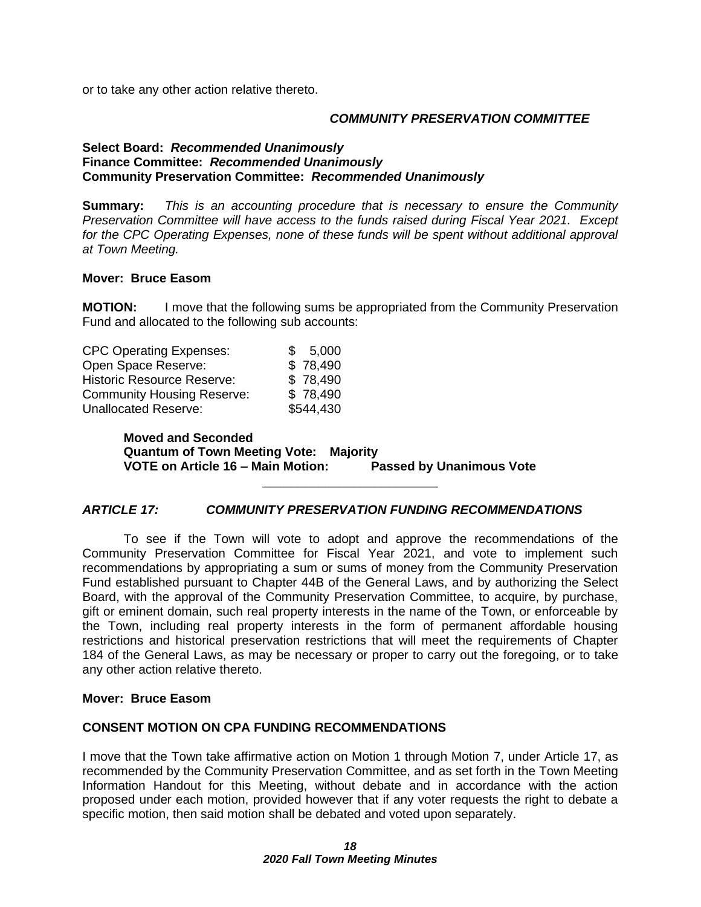or to take any other action relative thereto.

***COMMUNITY PRESERVATION COMMITTEE***

**Select Board:** ***Recommended Unanimously***
**Finance Committee:** ***Recommended Unanimously***
**Community Preservation Committee:** ***Recommended Unanimously***

**Summary:** *This is an accounting procedure that is necessary to ensure the Community Preservation Committee will have access to the funds raised during Fiscal Year 2021. Except for the CPC Operating Expenses, none of these funds will be spent without additional approval at Town Meeting.*

**Mover: Bruce Easom**

**MOTION:** I move that the following sums be appropriated from the Community Preservation Fund and allocated to the following sub accounts:

| | |
|---|---|
| CPC Operating Expenses: | $ 5,000 |
| Open Space Reserve: | $ 78,490 |
| Historic Resource Reserve: | $ 78,490 |
| Community Housing Reserve: | $ 78,490 |
| Unallocated Reserve: | $544,430 |

**Moved and Seconded**
**Quantum of Town Meeting Vote: Majority**
**VOTE on Article 16 – Main Motion: Passed by Unanimous Vote**

---

## *ARTICLE 17: COMMUNITY PRESERVATION FUNDING RECOMMENDATIONS*

To see if the Town will vote to adopt and approve the recommendations of the Community Preservation Committee for Fiscal Year 2021, and vote to implement such recommendations by appropriating a sum or sums of money from the Community Preservation Fund established pursuant to Chapter 44B of the General Laws, and by authorizing the Select Board, with the approval of the Community Preservation Committee, to acquire, by purchase, gift or eminent domain, such real property interests in the name of the Town, or enforceable by the Town, including real property interests in the form of permanent affordable housing restrictions and historical preservation restrictions that will meet the requirements of Chapter 184 of the General Laws, as may be necessary or proper to carry out the foregoing, or to take any other action relative thereto.

**Mover: Bruce Easom**

**CONSENT MOTION ON CPA FUNDING RECOMMENDATIONS**

I move that the Town take affirmative action on Motion 1 through Motion 7, under Article 17, as recommended by the Community Preservation Committee, and as set forth in the Town Meeting Information Handout for this Meeting, without debate and in accordance with the action proposed under each motion, provided however that if any voter requests the right to debate a specific motion, then said motion shall be debated and voted upon separately.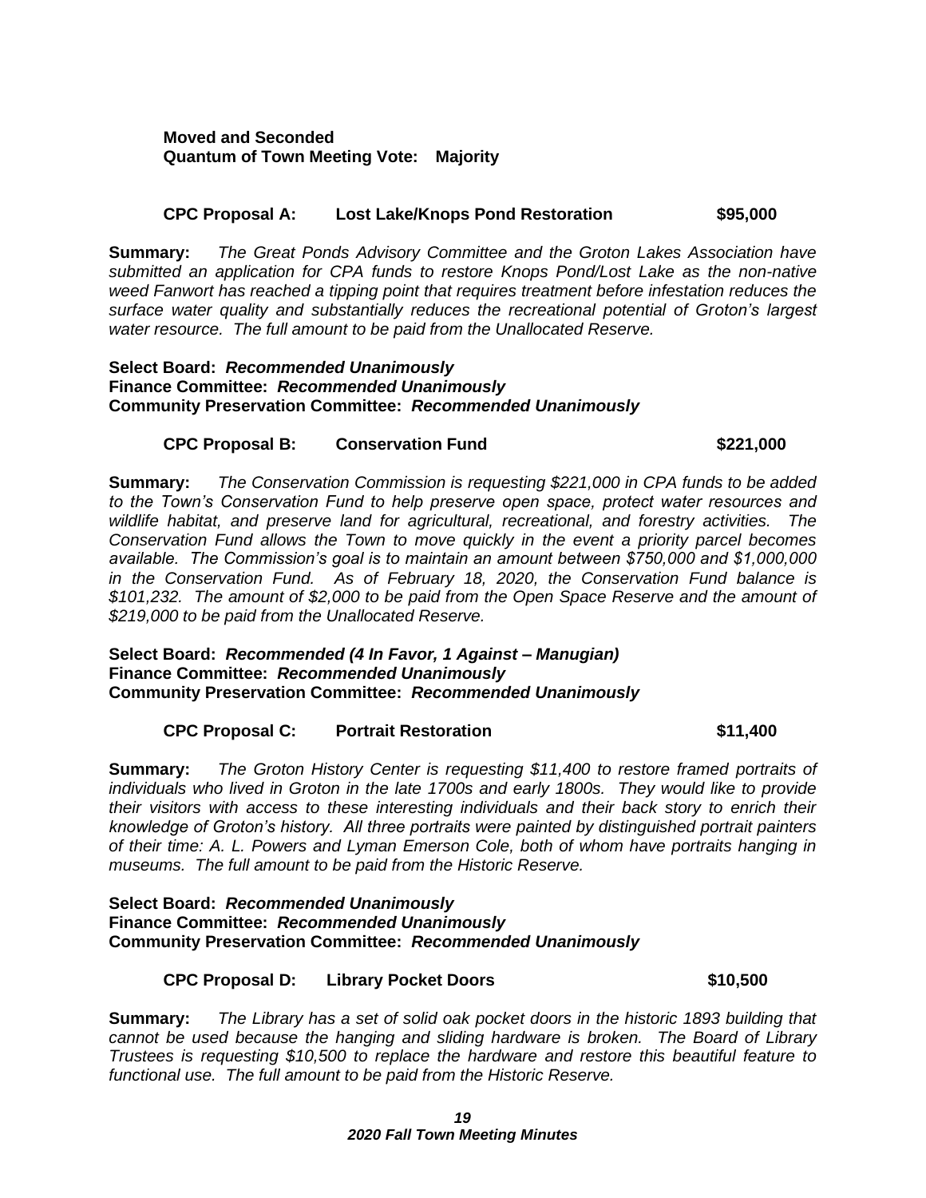**Moved and Seconded**
**Quantum of Town Meeting Vote: Majority**

**CPC Proposal A: Lost Lake/Knops Pond Restoration $95,000**

**Summary:** *The Great Ponds Advisory Committee and the Groton Lakes Association have submitted an application for CPA funds to restore Knops Pond/Lost Lake as the non-native weed Fanwort has reached a tipping point that requires treatment before infestation reduces the surface water quality and substantially reduces the recreational potential of Groton's largest water resource. The full amount to be paid from the Unallocated Reserve.*

**Select Board:** ***Recommended Unanimously***
**Finance Committee:** ***Recommended Unanimously***
**Community Preservation Committee:** ***Recommended Unanimously***

**CPC Proposal B: Conservation Fund $221,000**

**Summary:** *The Conservation Commission is requesting $221,000 in CPA funds to be added to the Town's Conservation Fund to help preserve open space, protect water resources and wildlife habitat, and preserve land for agricultural, recreational, and forestry activities. The Conservation Fund allows the Town to move quickly in the event a priority parcel becomes available. The Commission's goal is to maintain an amount between $750,000 and $1,000,000 in the Conservation Fund. As of February 18, 2020, the Conservation Fund balance is $101,232. The amount of $2,000 to be paid from the Open Space Reserve and the amount of $219,000 to be paid from the Unallocated Reserve.*

**Select Board:** ***Recommended (4 In Favor, 1 Against – Manugian)***
**Finance Committee:** ***Recommended Unanimously***
**Community Preservation Committee:** ***Recommended Unanimously***

**CPC Proposal C: Portrait Restoration $11,400**

**Summary:** *The Groton History Center is requesting $11,400 to restore framed portraits of individuals who lived in Groton in the late 1700s and early 1800s. They would like to provide their visitors with access to these interesting individuals and their back story to enrich their knowledge of Groton's history. All three portraits were painted by distinguished portrait painters of their time: A. L. Powers and Lyman Emerson Cole, both of whom have portraits hanging in museums. The full amount to be paid from the Historic Reserve.*

**Select Board:** ***Recommended Unanimously***
**Finance Committee:** ***Recommended Unanimously***
**Community Preservation Committee:** ***Recommended Unanimously***

**CPC Proposal D: Library Pocket Doors $10,500**

**Summary:** *The Library has a set of solid oak pocket doors in the historic 1893 building that cannot be used because the hanging and sliding hardware is broken. The Board of Library Trustees is requesting $10,500 to replace the hardware and restore this beautiful feature to functional use. The full amount to be paid from the Historic Reserve.*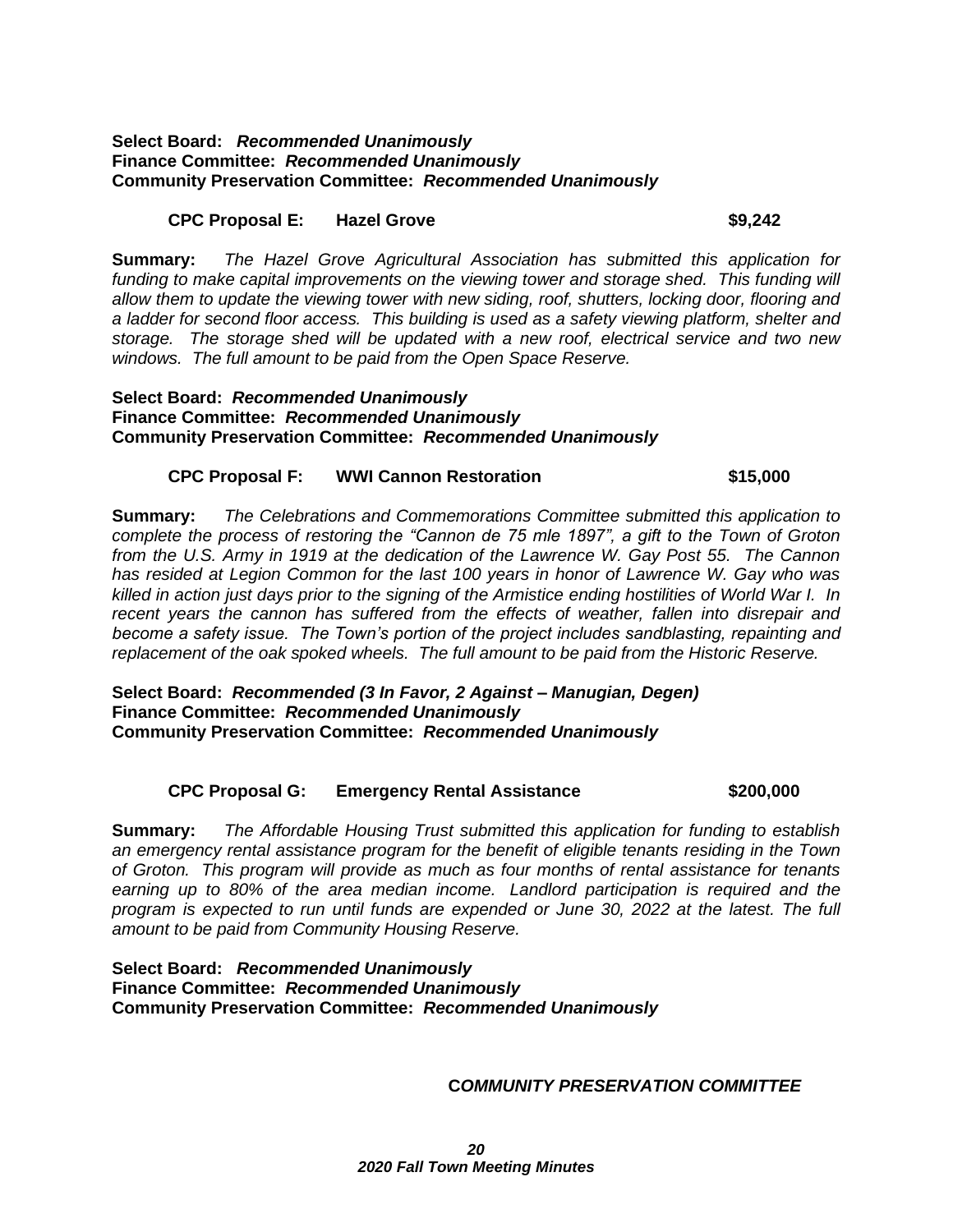**Select Board:** ***Recommended Unanimously***
**Finance Committee:** ***Recommended Unanimously***
**Community Preservation Committee:** ***Recommended Unanimously***

**CPC Proposal E: Hazel Grove $9,242**

**Summary:** *The Hazel Grove Agricultural Association has submitted this application for funding to make capital improvements on the viewing tower and storage shed. This funding will allow them to update the viewing tower with new siding, roof, shutters, locking door, flooring and a ladder for second floor access. This building is used as a safety viewing platform, shelter and storage. The storage shed will be updated with a new roof, electrical service and two new windows. The full amount to be paid from the Open Space Reserve.*

**Select Board:** ***Recommended Unanimously***
**Finance Committee:** ***Recommended Unanimously***
**Community Preservation Committee:** ***Recommended Unanimously***

**CPC Proposal F: WWI Cannon Restoration $15,000**

**Summary:** *The Celebrations and Commemorations Committee submitted this application to complete the process of restoring the "Cannon de 75 mle 1897", a gift to the Town of Groton from the U.S. Army in 1919 at the dedication of the Lawrence W. Gay Post 55. The Cannon has resided at Legion Common for the last 100 years in honor of Lawrence W. Gay who was killed in action just days prior to the signing of the Armistice ending hostilities of World War I. In recent years the cannon has suffered from the effects of weather, fallen into disrepair and become a safety issue. The Town's portion of the project includes sandblasting, repainting and replacement of the oak spoked wheels. The full amount to be paid from the Historic Reserve.*

**Select Board:** ***Recommended (3 In Favor, 2 Against – Manugian, Degen)***
**Finance Committee:** ***Recommended Unanimously***
**Community Preservation Committee:** ***Recommended Unanimously***

**CPC Proposal G: Emergency Rental Assistance $200,000**

**Summary:** *The Affordable Housing Trust submitted this application for funding to establish an emergency rental assistance program for the benefit of eligible tenants residing in the Town of Groton. This program will provide as much as four months of rental assistance for tenants earning up to 80% of the area median income. Landlord participation is required and the program is expected to run until funds are expended or June 30, 2022 at the latest. The full amount to be paid from Community Housing Reserve.*

**Select Board:** ***Recommended Unanimously***
**Finance Committee:** ***Recommended Unanimously***
**Community Preservation Committee:** ***Recommended Unanimously***

***COMMUNITY PRESERVATION COMMITTEE***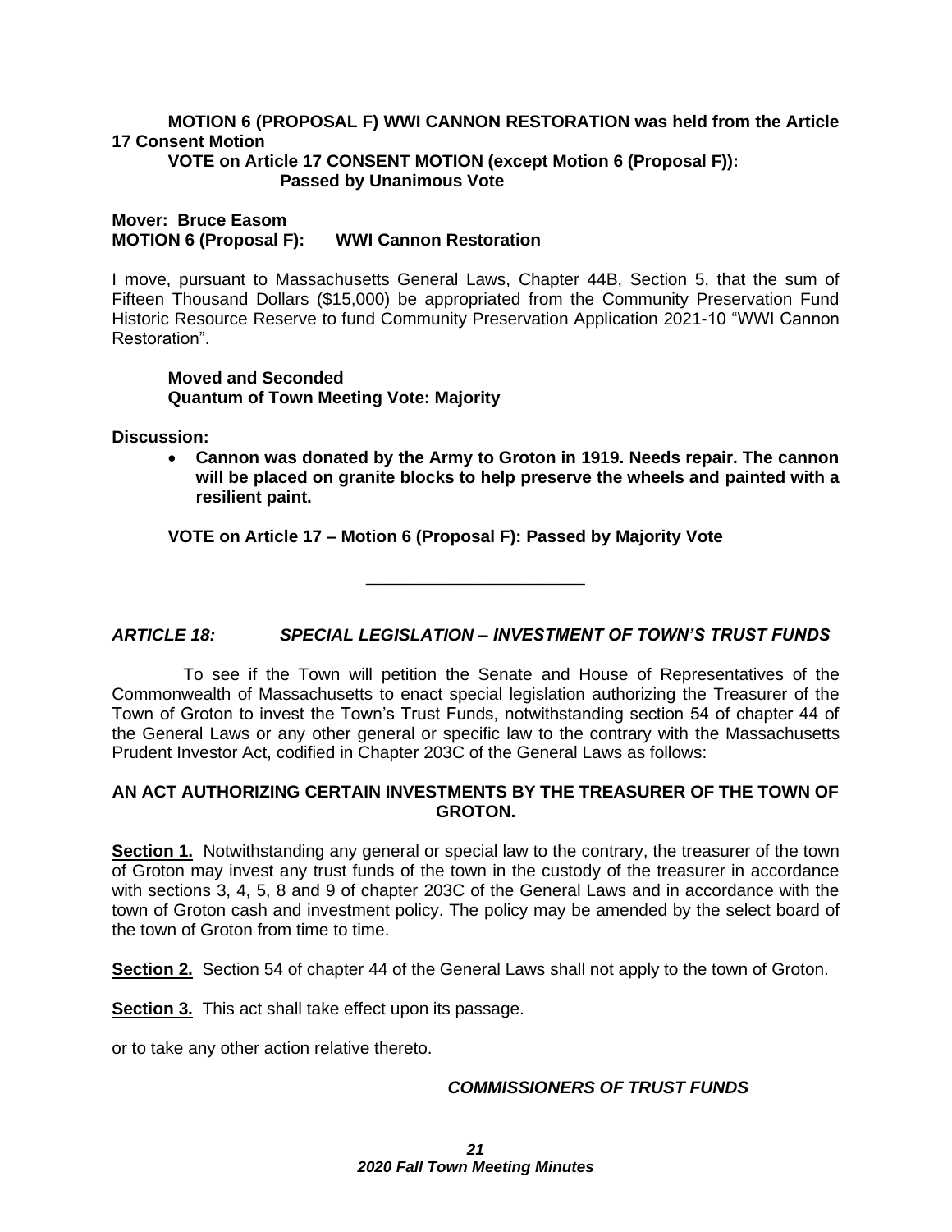**MOTION 6 (PROPOSAL F) WWI CANNON RESTORATION was held from the Article 17 Consent Motion**

**VOTE on Article 17 CONSENT MOTION (except Motion 6 (Proposal F)): Passed by Unanimous Vote**

**Mover: Bruce Easom**
**MOTION 6 (Proposal F): WWI Cannon Restoration**

I move, pursuant to Massachusetts General Laws, Chapter 44B, Section 5, that the sum of Fifteen Thousand Dollars ($15,000) be appropriated from the Community Preservation Fund Historic Resource Reserve to fund Community Preservation Application 2021-10 "WWI Cannon Restoration".

**Moved and Seconded**
**Quantum of Town Meeting Vote: Majority**

**Discussion:**

- **Cannon was donated by the Army to Groton in 1919. Needs repair. The cannon will be placed on granite blocks to help preserve the wheels and painted with a resilient paint.**

**VOTE on Article 17 – Motion 6 (Proposal F): Passed by Majority Vote**

---

### *ARTICLE 18: SPECIAL LEGISLATION – INVESTMENT OF TOWN'S TRUST FUNDS*

To see if the Town will petition the Senate and House of Representatives of the Commonwealth of Massachusetts to enact special legislation authorizing the Treasurer of the Town of Groton to invest the Town's Trust Funds, notwithstanding section 54 of chapter 44 of the General Laws or any other general or specific law to the contrary with the Massachusetts Prudent Investor Act, codified in Chapter 203C of the General Laws as follows:

**AN ACT AUTHORIZING CERTAIN INVESTMENTS BY THE TREASURER OF THE TOWN OF GROTON.**

**Section 1.** Notwithstanding any general or special law to the contrary, the treasurer of the town of Groton may invest any trust funds of the town in the custody of the treasurer in accordance with sections 3, 4, 5, 8 and 9 of chapter 203C of the General Laws and in accordance with the town of Groton cash and investment policy. The policy may be amended by the select board of the town of Groton from time to time.

**Section 2.** Section 54 of chapter 44 of the General Laws shall not apply to the town of Groton.

**Section 3.** This act shall take effect upon its passage.

or to take any other action relative thereto.

***COMMISSIONERS OF TRUST FUNDS***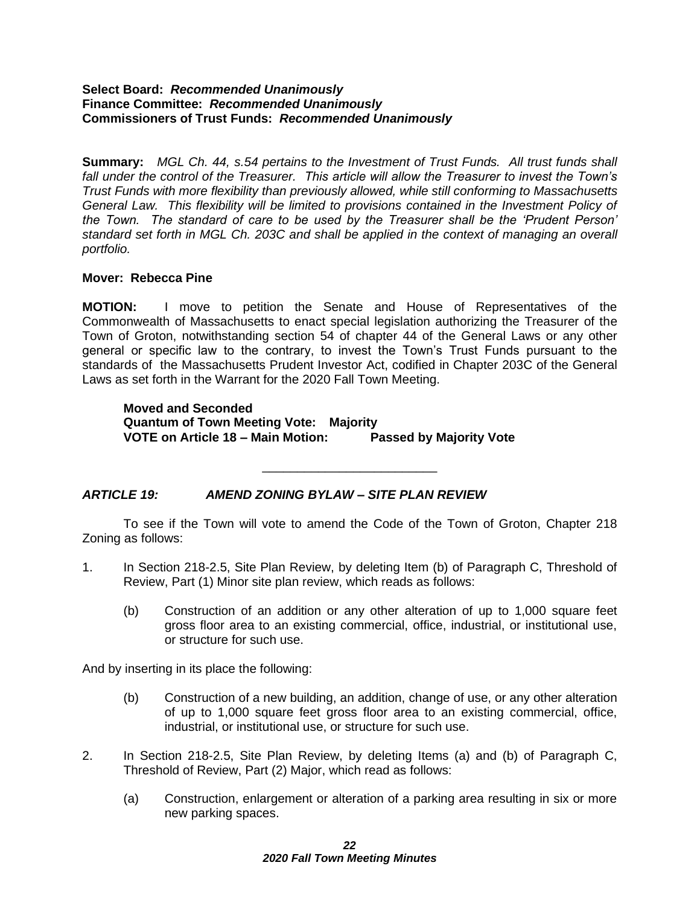**Select Board:** ***Recommended Unanimously***
**Finance Committee:** ***Recommended Unanimously***
**Commissioners of Trust Funds:** ***Recommended Unanimously***

**Summary:** *MGL Ch. 44, s.54 pertains to the Investment of Trust Funds. All trust funds shall fall under the control of the Treasurer. This article will allow the Treasurer to invest the Town's Trust Funds with more flexibility than previously allowed, while still conforming to Massachusetts General Law. This flexibility will be limited to provisions contained in the Investment Policy of the Town. The standard of care to be used by the Treasurer shall be the 'Prudent Person' standard set forth in MGL Ch. 203C and shall be applied in the context of managing an overall portfolio.*

**Mover: Rebecca Pine**

**MOTION:** I move to petition the Senate and House of Representatives of the Commonwealth of Massachusetts to enact special legislation authorizing the Treasurer of the Town of Groton, notwithstanding section 54 of chapter 44 of the General Laws or any other general or specific law to the contrary, to invest the Town's Trust Funds pursuant to the standards of the Massachusetts Prudent Investor Act, codified in Chapter 203C of the General Laws as set forth in the Warrant for the 2020 Fall Town Meeting.

> **Moved and Seconded**
> **Quantum of Town Meeting Vote: Majority**
> **VOTE on Article 18 – Main Motion: Passed by Majority Vote**

---

## *ARTICLE 19: AMEND ZONING BYLAW – SITE PLAN REVIEW*

To see if the Town will vote to amend the Code of the Town of Groton, Chapter 218 Zoning as follows:

1. In Section 218-2.5, Site Plan Review, by deleting Item (b) of Paragraph C, Threshold of Review, Part (1) Minor site plan review, which reads as follows:

   (b) Construction of an addition or any other alteration of up to 1,000 square feet gross floor area to an existing commercial, office, industrial, or institutional use, or structure for such use.

And by inserting in its place the following:

   (b) Construction of a new building, an addition, change of use, or any other alteration of up to 1,000 square feet gross floor area to an existing commercial, office, industrial, or institutional use, or structure for such use.

2. In Section 218-2.5, Site Plan Review, by deleting Items (a) and (b) of Paragraph C, Threshold of Review, Part (2) Major, which read as follows:

   (a) Construction, enlargement or alteration of a parking area resulting in six or more new parking spaces.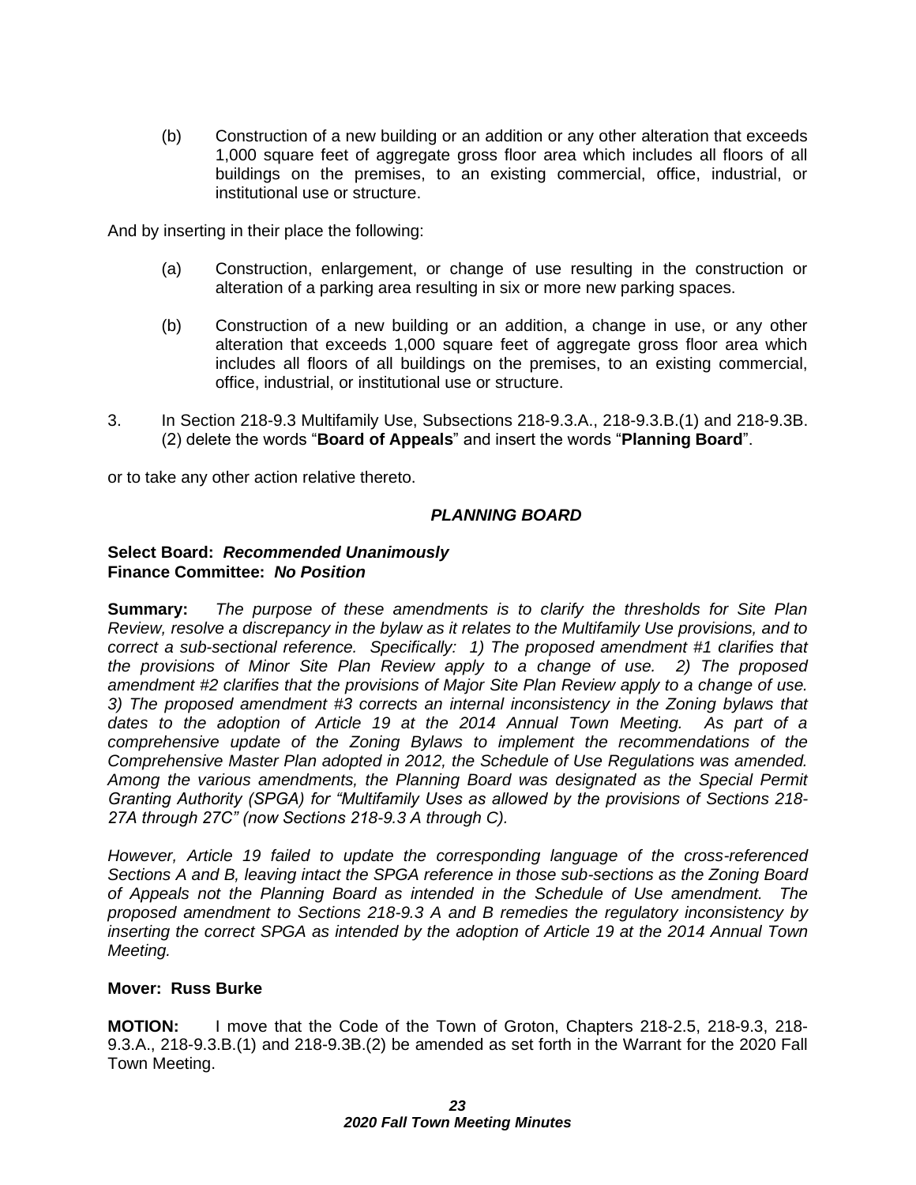(b) Construction of a new building or an addition or any other alteration that exceeds 1,000 square feet of aggregate gross floor area which includes all floors of all buildings on the premises, to an existing commercial, office, industrial, or institutional use or structure.

And by inserting in their place the following:

(a) Construction, enlargement, or change of use resulting in the construction or alteration of a parking area resulting in six or more new parking spaces.

(b) Construction of a new building or an addition, a change in use, or any other alteration that exceeds 1,000 square feet of aggregate gross floor area which includes all floors of all buildings on the premises, to an existing commercial, office, industrial, or institutional use or structure.

3. In Section 218-9.3 Multifamily Use, Subsections 218-9.3.A., 218-9.3.B.(1) and 218-9.3B.(2) delete the words "**Board of Appeals**" and insert the words "**Planning Board**".

or to take any other action relative thereto.

***PLANNING BOARD***

**Select Board:** ***Recommended Unanimously***
**Finance Committee:** ***No Position***

**Summary:** *The purpose of these amendments is to clarify the thresholds for Site Plan Review, resolve a discrepancy in the bylaw as it relates to the Multifamily Use provisions, and to correct a sub-sectional reference. Specifically: 1) The proposed amendment #1 clarifies that the provisions of Minor Site Plan Review apply to a change of use. 2) The proposed amendment #2 clarifies that the provisions of Major Site Plan Review apply to a change of use. 3) The proposed amendment #3 corrects an internal inconsistency in the Zoning bylaws that dates to the adoption of Article 19 at the 2014 Annual Town Meeting. As part of a comprehensive update of the Zoning Bylaws to implement the recommendations of the Comprehensive Master Plan adopted in 2012, the Schedule of Use Regulations was amended. Among the various amendments, the Planning Board was designated as the Special Permit Granting Authority (SPGA) for "Multifamily Uses as allowed by the provisions of Sections 218-27A through 27C" (now Sections 218-9.3 A through C).*

*However, Article 19 failed to update the corresponding language of the cross-referenced Sections A and B, leaving intact the SPGA reference in those sub-sections as the Zoning Board of Appeals not the Planning Board as intended in the Schedule of Use amendment. The proposed amendment to Sections 218-9.3 A and B remedies the regulatory inconsistency by inserting the correct SPGA as intended by the adoption of Article 19 at the 2014 Annual Town Meeting.*

**Mover: Russ Burke**

**MOTION:** I move that the Code of the Town of Groton, Chapters 218-2.5, 218-9.3, 218-9.3.A., 218-9.3.B.(1) and 218-9.3B.(2) be amended as set forth in the Warrant for the 2020 Fall Town Meeting.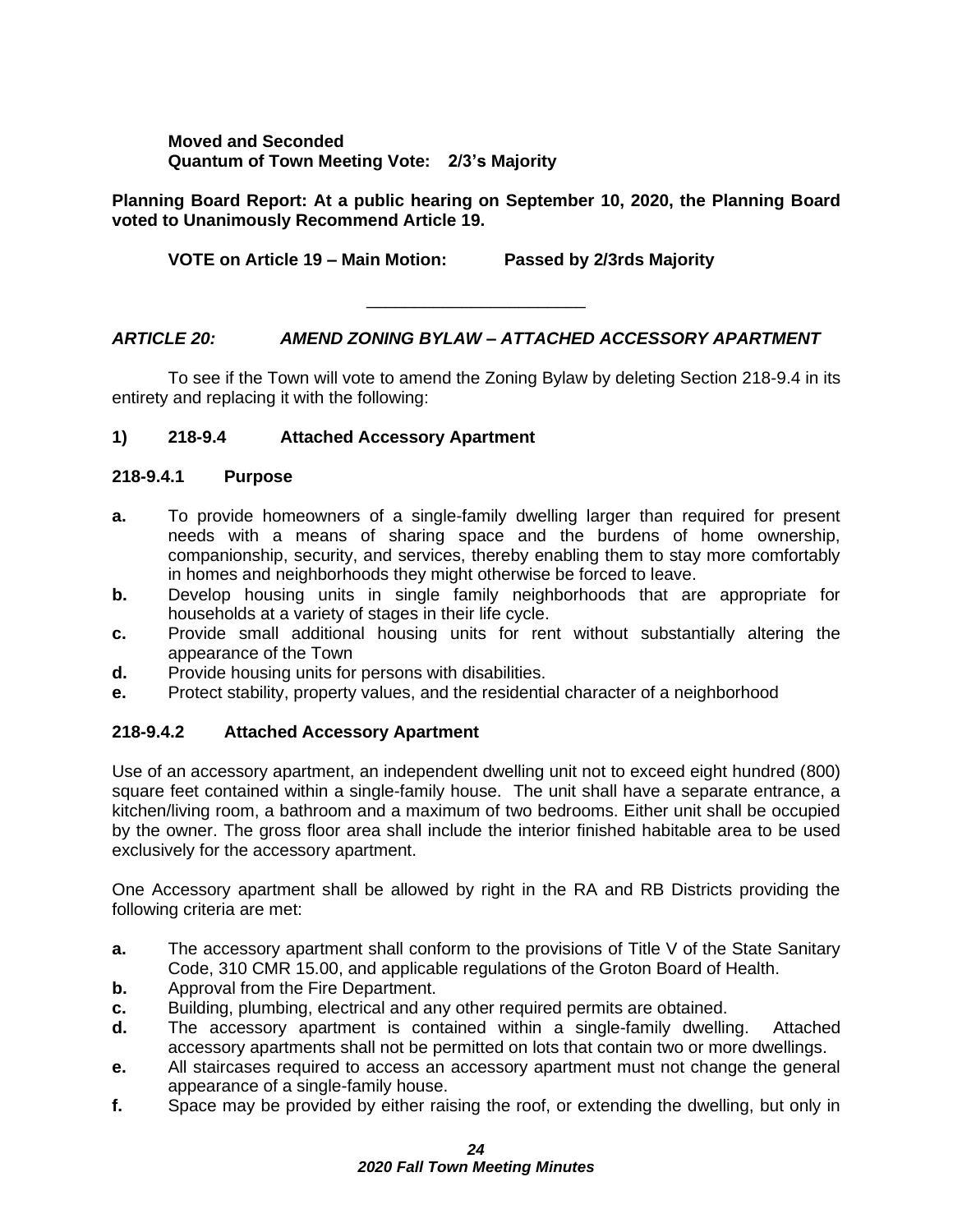**Moved and Seconded**
**Quantum of Town Meeting Vote: 2/3's Majority**

**Planning Board Report: At a public hearing on September 10, 2020, the Planning Board voted to Unanimously Recommend Article 19.**

**VOTE on Article 19 – Main Motion: Passed by 2/3rds Majority**

---

### *ARTICLE 20: AMEND ZONING BYLAW – ATTACHED ACCESSORY APARTMENT*

To see if the Town will vote to amend the Zoning Bylaw by deleting Section 218-9.4 in its entirety and replacing it with the following:

**1) 218-9.4 Attached Accessory Apartment**

**218-9.4.1 Purpose**

**a.** To provide homeowners of a single-family dwelling larger than required for present needs with a means of sharing space and the burdens of home ownership, companionship, security, and services, thereby enabling them to stay more comfortably in homes and neighborhoods they might otherwise be forced to leave.
**b.** Develop housing units in single family neighborhoods that are appropriate for households at a variety of stages in their life cycle.
**c.** Provide small additional housing units for rent without substantially altering the appearance of the Town
**d.** Provide housing units for persons with disabilities.
**e.** Protect stability, property values, and the residential character of a neighborhood

**218-9.4.2 Attached Accessory Apartment**

Use of an accessory apartment, an independent dwelling unit not to exceed eight hundred (800) square feet contained within a single-family house. The unit shall have a separate entrance, a kitchen/living room, a bathroom and a maximum of two bedrooms. Either unit shall be occupied by the owner. The gross floor area shall include the interior finished habitable area to be used exclusively for the accessory apartment.

One Accessory apartment shall be allowed by right in the RA and RB Districts providing the following criteria are met:

**a.** The accessory apartment shall conform to the provisions of Title V of the State Sanitary Code, 310 CMR 15.00, and applicable regulations of the Groton Board of Health.
**b.** Approval from the Fire Department.
**c.** Building, plumbing, electrical and any other required permits are obtained.
**d.** The accessory apartment is contained within a single-family dwelling. Attached accessory apartments shall not be permitted on lots that contain two or more dwellings.
**e.** All staircases required to access an accessory apartment must not change the general appearance of a single-family house.
**f.** Space may be provided by either raising the roof, or extending the dwelling, but only in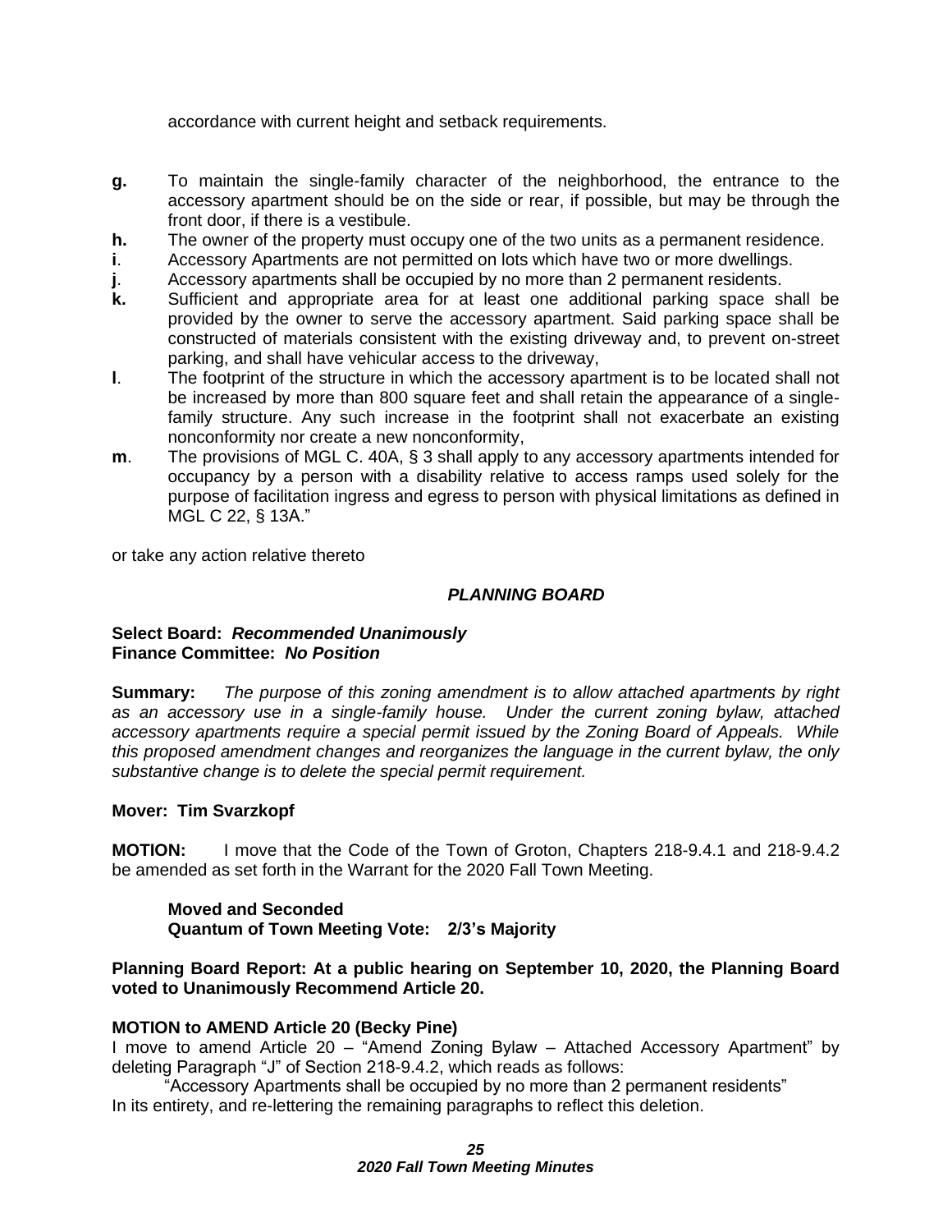accordance with current height and setback requirements.

- **g.** To maintain the single-family character of the neighborhood, the entrance to the accessory apartment should be on the side or rear, if possible, but may be through the front door, if there is a vestibule.
- **h.** The owner of the property must occupy one of the two units as a permanent residence.
- **i**. Accessory Apartments are not permitted on lots which have two or more dwellings.
- **j**. Accessory apartments shall be occupied by no more than 2 permanent residents.
- **k.** Sufficient and appropriate area for at least one additional parking space shall be provided by the owner to serve the accessory apartment. Said parking space shall be constructed of materials consistent with the existing driveway and, to prevent on-street parking, and shall have vehicular access to the driveway,
- **l**. The footprint of the structure in which the accessory apartment is to be located shall not be increased by more than 800 square feet and shall retain the appearance of a single-family structure. Any such increase in the footprint shall not exacerbate an existing nonconformity nor create a new nonconformity,
- **m**. The provisions of MGL C. 40A, § 3 shall apply to any accessory apartments intended for occupancy by a person with a disability relative to access ramps used solely for the purpose of facilitation ingress and egress to person with physical limitations as defined in MGL C 22, § 13A."

or take any action relative thereto

***PLANNING BOARD***

**Select Board:** ***Recommended Unanimously***
**Finance Committee:** ***No Position***

**Summary:** *The purpose of this zoning amendment is to allow attached apartments by right as an accessory use in a single-family house. Under the current zoning bylaw, attached accessory apartments require a special permit issued by the Zoning Board of Appeals. While this proposed amendment changes and reorganizes the language in the current bylaw, the only substantive change is to delete the special permit requirement.*

**Mover: Tim Svarzkopf**

**MOTION:** I move that the Code of the Town of Groton, Chapters 218-9.4.1 and 218-9.4.2 be amended as set forth in the Warrant for the 2020 Fall Town Meeting.

**Moved and Seconded**
**Quantum of Town Meeting Vote: 2/3's Majority**

**Planning Board Report: At a public hearing on September 10, 2020, the Planning Board voted to Unanimously Recommend Article 20.**

**MOTION to AMEND Article 20 (Becky Pine)**
I move to amend Article 20 – "Amend Zoning Bylaw – Attached Accessory Apartment" by deleting Paragraph "J" of Section 218-9.4.2, which reads as follows:

"Accessory Apartments shall be occupied by no more than 2 permanent residents"

In its entirety, and re-lettering the remaining paragraphs to reflect this deletion.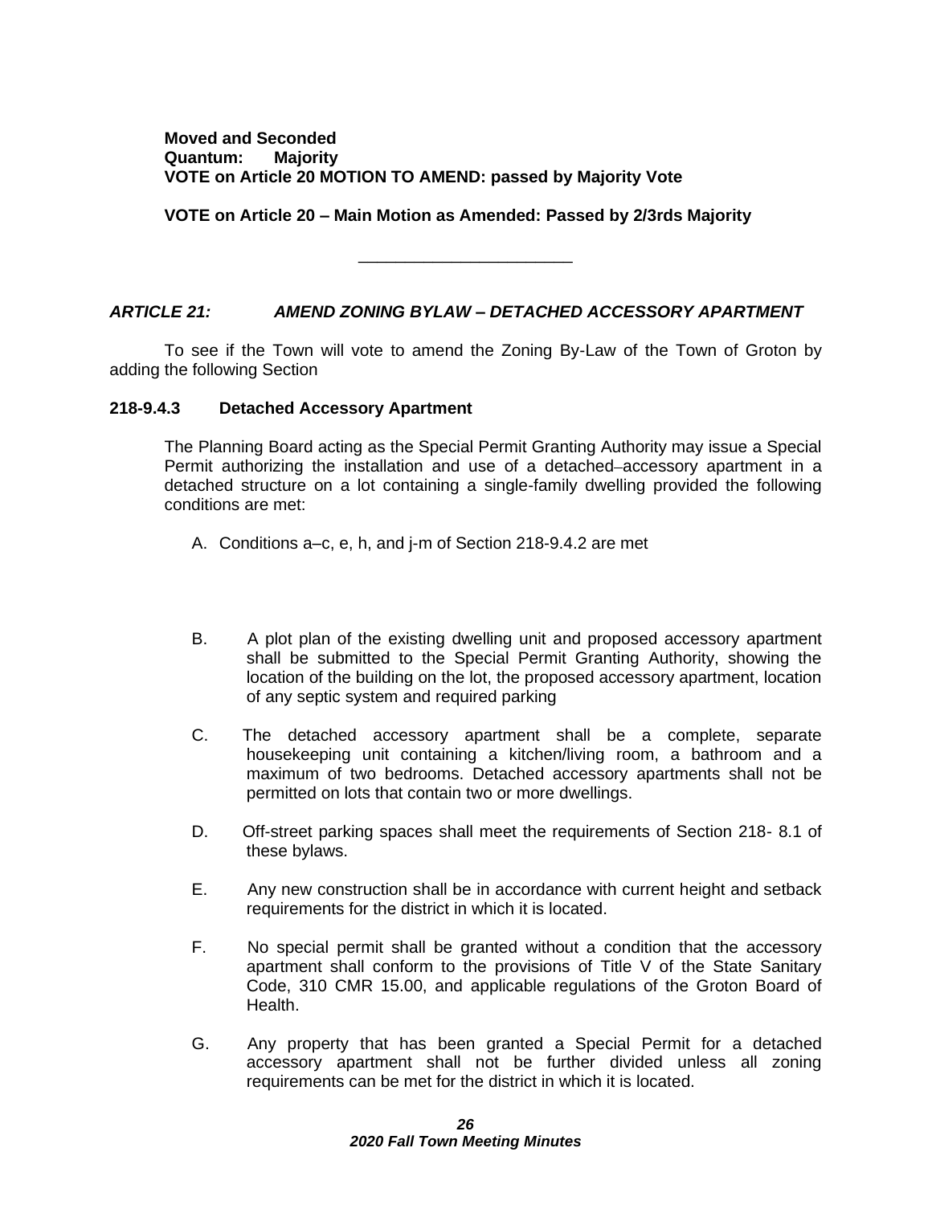**Moved and Seconded**
**Quantum: Majority**
**VOTE on Article 20 MOTION TO AMEND: passed by Majority Vote**

**VOTE on Article 20 – Main Motion as Amended: Passed by 2/3rds Majority**

---

***ARTICLE 21: AMEND ZONING BYLAW – DETACHED ACCESSORY APARTMENT***

To see if the Town will vote to amend the Zoning By-Law of the Town of Groton by adding the following Section

**218-9.4.3 Detached Accessory Apartment**

The Planning Board acting as the Special Permit Granting Authority may issue a Special Permit authorizing the installation and use of a detached-accessory apartment in a detached structure on a lot containing a single-family dwelling provided the following conditions are met:

A. Conditions a–c, e, h, and j-m of Section 218-9.4.2 are met

B. A plot plan of the existing dwelling unit and proposed accessory apartment shall be submitted to the Special Permit Granting Authority, showing the location of the building on the lot, the proposed accessory apartment, location of any septic system and required parking

C. The detached accessory apartment shall be a complete, separate housekeeping unit containing a kitchen/living room, a bathroom and a maximum of two bedrooms. Detached accessory apartments shall not be permitted on lots that contain two or more dwellings.

D. Off-street parking spaces shall meet the requirements of Section 218- 8.1 of these bylaws.

E. Any new construction shall be in accordance with current height and setback requirements for the district in which it is located.

F. No special permit shall be granted without a condition that the accessory apartment shall conform to the provisions of Title V of the State Sanitary Code, 310 CMR 15.00, and applicable regulations of the Groton Board of Health.

G. Any property that has been granted a Special Permit for a detached accessory apartment shall not be further divided unless all zoning requirements can be met for the district in which it is located.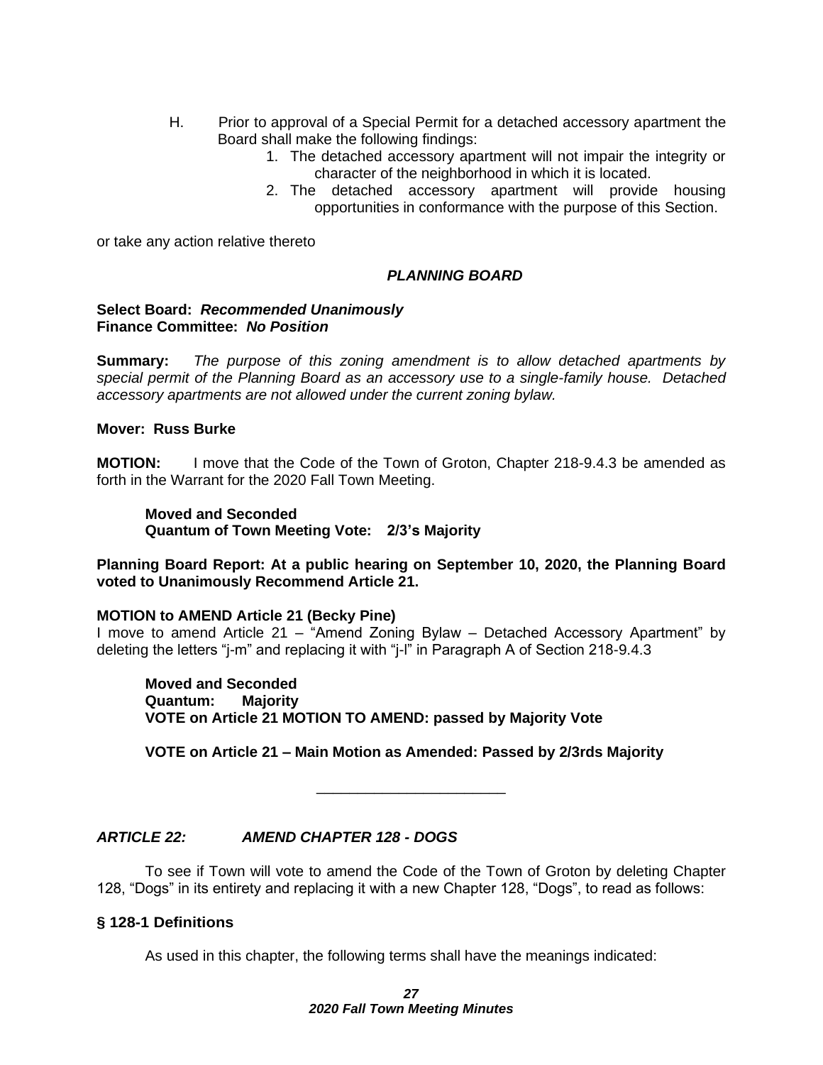H. Prior to approval of a Special Permit for a detached accessory apartment the Board shall make the following findings:

1. The detached accessory apartment will not impair the integrity or character of the neighborhood in which it is located.
2. The detached accessory apartment will provide housing opportunities in conformance with the purpose of this Section.

or take any action relative thereto

***PLANNING BOARD***

**Select Board:** ***Recommended Unanimously***
**Finance Committee:** ***No Position***

**Summary:** *The purpose of this zoning amendment is to allow detached apartments by special permit of the Planning Board as an accessory use to a single-family house. Detached accessory apartments are not allowed under the current zoning bylaw.*

**Mover: Russ Burke**

**MOTION:** I move that the Code of the Town of Groton, Chapter 218-9.4.3 be amended as forth in the Warrant for the 2020 Fall Town Meeting.

**Moved and Seconded**
**Quantum of Town Meeting Vote: 2/3's Majority**

**Planning Board Report: At a public hearing on September 10, 2020, the Planning Board voted to Unanimously Recommend Article 21.**

**MOTION to AMEND Article 21 (Becky Pine)**
I move to amend Article 21 – "Amend Zoning Bylaw – Detached Accessory Apartment" by deleting the letters "j-m" and replacing it with "j-l" in Paragraph A of Section 218-9.4.3

**Moved and Seconded**
**Quantum: Majority**
**VOTE on Article 21 MOTION TO AMEND: passed by Majority Vote**

**VOTE on Article 21 – Main Motion as Amended: Passed by 2/3rds Majority**

---

## *ARTICLE 22: AMEND CHAPTER 128 - DOGS*

To see if Town will vote to amend the Code of the Town of Groton by deleting Chapter 128, "Dogs" in its entirety and replacing it with a new Chapter 128, "Dogs", to read as follows:

### § 128-1 Definitions

As used in this chapter, the following terms shall have the meanings indicated: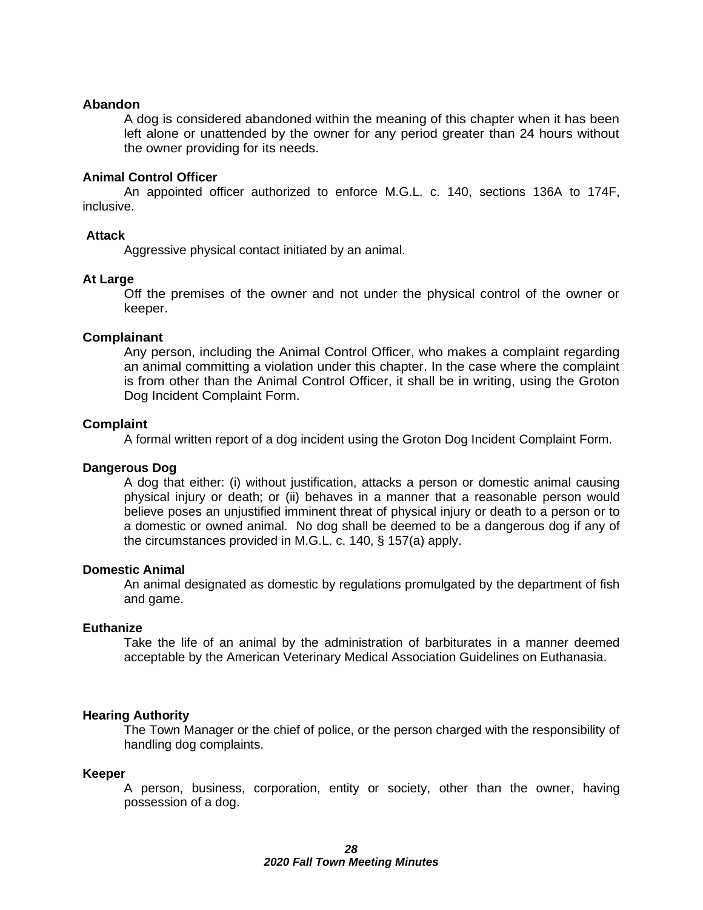**Abandon**

A dog is considered abandoned within the meaning of this chapter when it has been left alone or unattended by the owner for any period greater than 24 hours without the owner providing for its needs.

**Animal Control Officer**

An appointed officer authorized to enforce M.G.L. c. 140, sections 136A to 174F, inclusive.

**Attack**

Aggressive physical contact initiated by an animal.

**At Large**

Off the premises of the owner and not under the physical control of the owner or keeper.

**Complainant**

Any person, including the Animal Control Officer, who makes a complaint regarding an animal committing a violation under this chapter. In the case where the complaint is from other than the Animal Control Officer, it shall be in writing, using the Groton Dog Incident Complaint Form.

**Complaint**

A formal written report of a dog incident using the Groton Dog Incident Complaint Form.

**Dangerous Dog**

A dog that either: (i) without justification, attacks a person or domestic animal causing physical injury or death; or (ii) behaves in a manner that a reasonable person would believe poses an unjustified imminent threat of physical injury or death to a person or to a domestic or owned animal. No dog shall be deemed to be a dangerous dog if any of the circumstances provided in M.G.L. c. 140, § 157(a) apply.

**Domestic Animal**

An animal designated as domestic by regulations promulgated by the department of fish and game.

**Euthanize**

Take the life of an animal by the administration of barbiturates in a manner deemed acceptable by the American Veterinary Medical Association Guidelines on Euthanasia.

**Hearing Authority**

The Town Manager or the chief of police, or the person charged with the responsibility of handling dog complaints.

**Keeper**

A person, business, corporation, entity or society, other than the owner, having possession of a dog.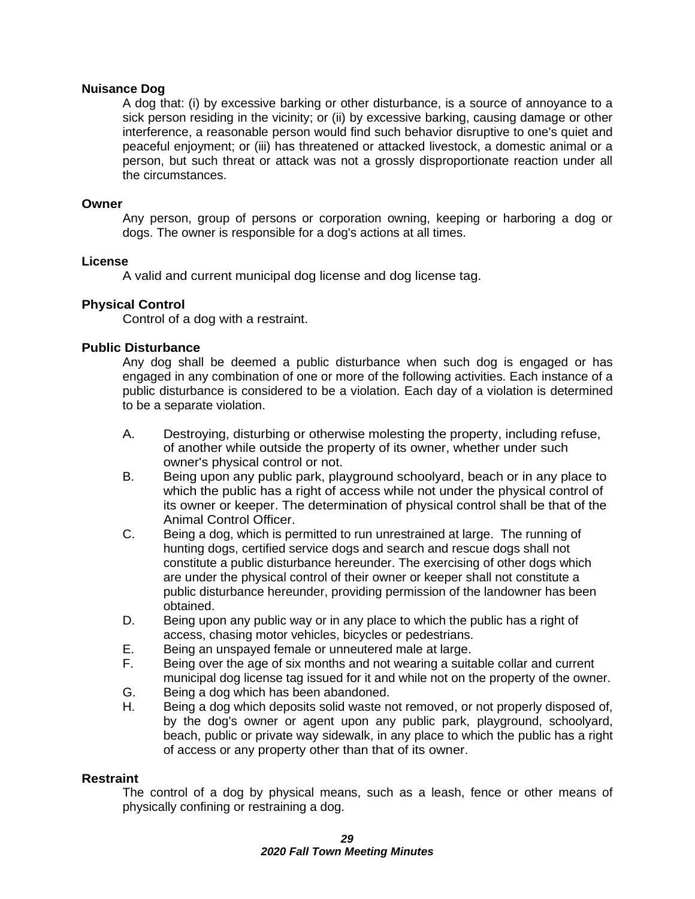**Nuisance Dog**

A dog that: (i) by excessive barking or other disturbance, is a source of annoyance to a sick person residing in the vicinity; or (ii) by excessive barking, causing damage or other interference, a reasonable person would find such behavior disruptive to one's quiet and peaceful enjoyment; or (iii) has threatened or attacked livestock, a domestic animal or a person, but such threat or attack was not a grossly disproportionate reaction under all the circumstances.

**Owner**

Any person, group of persons or corporation owning, keeping or harboring a dog or dogs. The owner is responsible for a dog's actions at all times.

**License**

A valid and current municipal dog license and dog license tag.

**Physical Control**

Control of a dog with a restraint.

**Public Disturbance**

Any dog shall be deemed a public disturbance when such dog is engaged or has engaged in any combination of one or more of the following activities. Each instance of a public disturbance is considered to be a violation. Each day of a violation is determined to be a separate violation.

A. Destroying, disturbing or otherwise molesting the property, including refuse, of another while outside the property of its owner, whether under such owner's physical control or not.
B. Being upon any public park, playground schoolyard, beach or in any place to which the public has a right of access while not under the physical control of its owner or keeper. The determination of physical control shall be that of the Animal Control Officer.
C. Being a dog, which is permitted to run unrestrained at large. The running of hunting dogs, certified service dogs and search and rescue dogs shall not constitute a public disturbance hereunder. The exercising of other dogs which are under the physical control of their owner or keeper shall not constitute a public disturbance hereunder, providing permission of the landowner has been obtained.
D. Being upon any public way or in any place to which the public has a right of access, chasing motor vehicles, bicycles or pedestrians.
E. Being an unspayed female or unneutered male at large.
F. Being over the age of six months and not wearing a suitable collar and current municipal dog license tag issued for it and while not on the property of the owner.
G. Being a dog which has been abandoned.
H. Being a dog which deposits solid waste not removed, or not properly disposed of, by the dog's owner or agent upon any public park, playground, schoolyard, beach, public or private way sidewalk, in any place to which the public has a right of access or any property other than that of its owner.

**Restraint**

The control of a dog by physical means, such as a leash, fence or other means of physically confining or restraining a dog.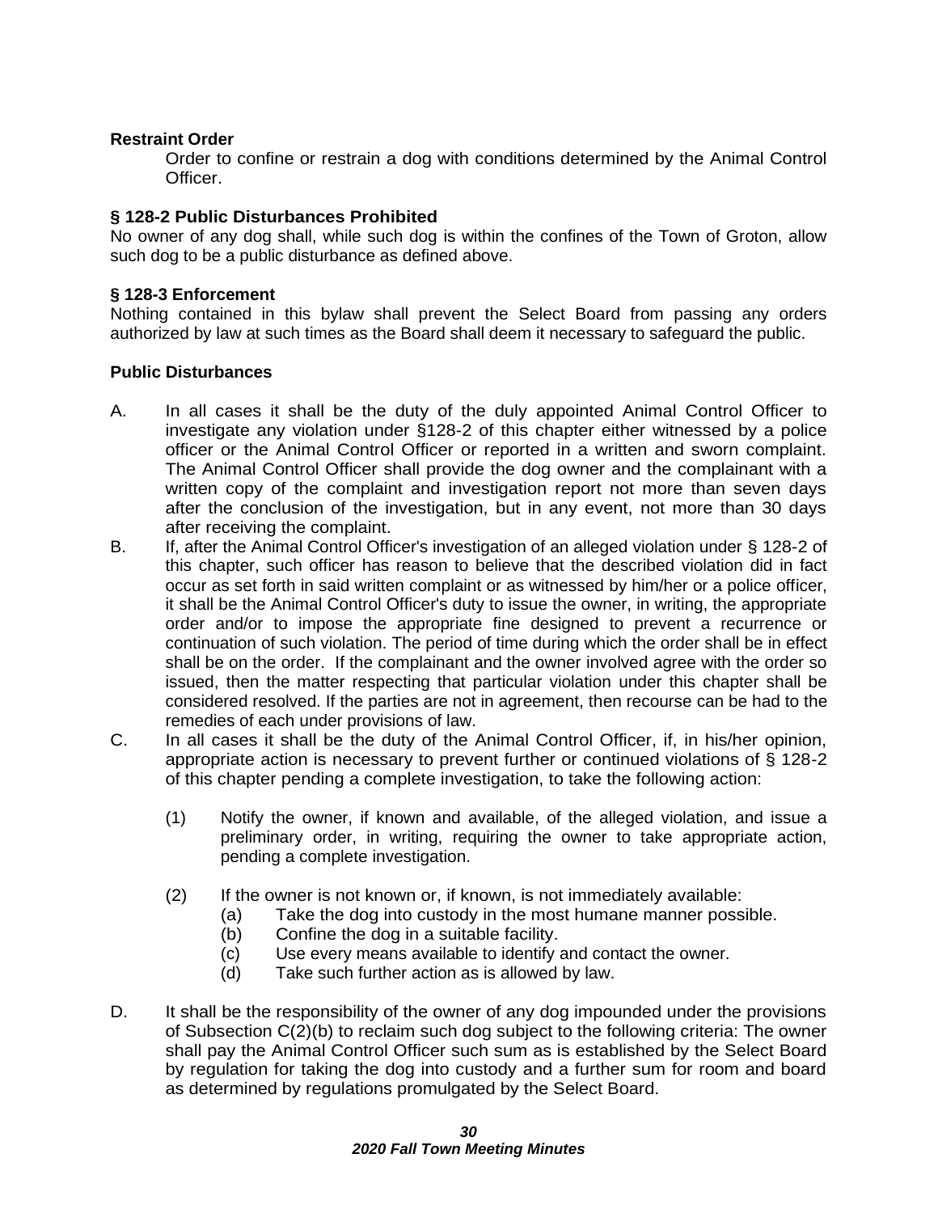**Restraint Order**

Order to confine or restrain a dog with conditions determined by the Animal Control Officer.

**§ 128-2 Public Disturbances Prohibited**

No owner of any dog shall, while such dog is within the confines of the Town of Groton, allow such dog to be a public disturbance as defined above.

**§ 128-3 Enforcement**

Nothing contained in this bylaw shall prevent the Select Board from passing any orders authorized by law at such times as the Board shall deem it necessary to safeguard the public.

**Public Disturbances**

A. In all cases it shall be the duty of the duly appointed Animal Control Officer to investigate any violation under §128-2 of this chapter either witnessed by a police officer or the Animal Control Officer or reported in a written and sworn complaint. The Animal Control Officer shall provide the dog owner and the complainant with a written copy of the complaint and investigation report not more than seven days after the conclusion of the investigation, but in any event, not more than 30 days after receiving the complaint.

B. If, after the Animal Control Officer's investigation of an alleged violation under § 128-2 of this chapter, such officer has reason to believe that the described violation did in fact occur as set forth in said written complaint or as witnessed by him/her or a police officer, it shall be the Animal Control Officer's duty to issue the owner, in writing, the appropriate order and/or to impose the appropriate fine designed to prevent a recurrence or continuation of such violation. The period of time during which the order shall be in effect shall be on the order. If the complainant and the owner involved agree with the order so issued, then the matter respecting that particular violation under this chapter shall be considered resolved. If the parties are not in agreement, then recourse can be had to the remedies of each under provisions of law.

C. In all cases it shall be the duty of the Animal Control Officer, if, in his/her opinion, appropriate action is necessary to prevent further or continued violations of § 128-2 of this chapter pending a complete investigation, to take the following action:

  (1) Notify the owner, if known and available, of the alleged violation, and issue a preliminary order, in writing, requiring the owner to take appropriate action, pending a complete investigation.

  (2) If the owner is not known or, if known, is not immediately available:
    (a) Take the dog into custody in the most humane manner possible.
    (b) Confine the dog in a suitable facility.
    (c) Use every means available to identify and contact the owner.
    (d) Take such further action as is allowed by law.

D. It shall be the responsibility of the owner of any dog impounded under the provisions of Subsection C(2)(b) to reclaim such dog subject to the following criteria: The owner shall pay the Animal Control Officer such sum as is established by the Select Board by regulation for taking the dog into custody and a further sum for room and board as determined by regulations promulgated by the Select Board.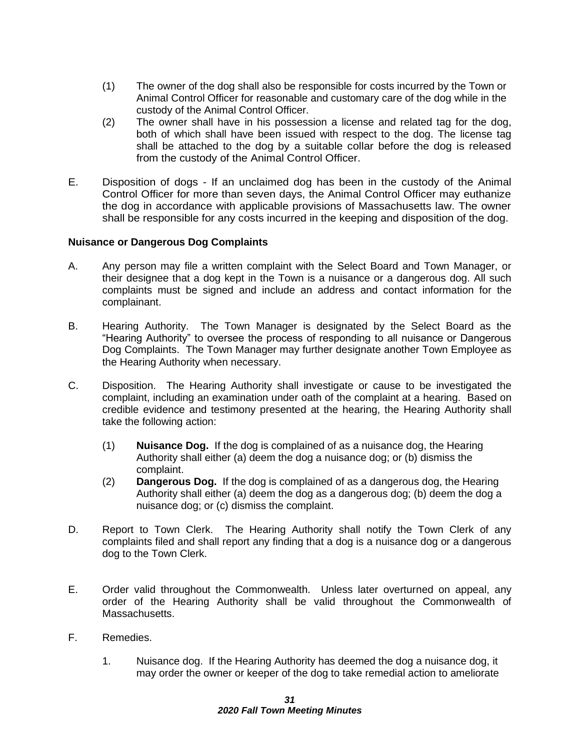(1) The owner of the dog shall also be responsible for costs incurred by the Town or Animal Control Officer for reasonable and customary care of the dog while in the custody of the Animal Control Officer.

(2) The owner shall have in his possession a license and related tag for the dog, both of which shall have been issued with respect to the dog. The license tag shall be attached to the dog by a suitable collar before the dog is released from the custody of the Animal Control Officer.

E. Disposition of dogs - If an unclaimed dog has been in the custody of the Animal Control Officer for more than seven days, the Animal Control Officer may euthanize the dog in accordance with applicable provisions of Massachusetts law. The owner shall be responsible for any costs incurred in the keeping and disposition of the dog.

**Nuisance or Dangerous Dog Complaints**

A. Any person may file a written complaint with the Select Board and Town Manager, or their designee that a dog kept in the Town is a nuisance or a dangerous dog. All such complaints must be signed and include an address and contact information for the complainant.

B. Hearing Authority. The Town Manager is designated by the Select Board as the "Hearing Authority" to oversee the process of responding to all nuisance or Dangerous Dog Complaints. The Town Manager may further designate another Town Employee as the Hearing Authority when necessary.

C. Disposition. The Hearing Authority shall investigate or cause to be investigated the complaint, including an examination under oath of the complaint at a hearing. Based on credible evidence and testimony presented at the hearing, the Hearing Authority shall take the following action:

(1) **Nuisance Dog.** If the dog is complained of as a nuisance dog, the Hearing Authority shall either (a) deem the dog a nuisance dog; or (b) dismiss the complaint.

(2) **Dangerous Dog.** If the dog is complained of as a dangerous dog, the Hearing Authority shall either (a) deem the dog as a dangerous dog; (b) deem the dog a nuisance dog; or (c) dismiss the complaint.

D. Report to Town Clerk. The Hearing Authority shall notify the Town Clerk of any complaints filed and shall report any finding that a dog is a nuisance dog or a dangerous dog to the Town Clerk.

E. Order valid throughout the Commonwealth. Unless later overturned on appeal, any order of the Hearing Authority shall be valid throughout the Commonwealth of Massachusetts.

F. Remedies.

1. Nuisance dog. If the Hearing Authority has deemed the dog a nuisance dog, it may order the owner or keeper of the dog to take remedial action to ameliorate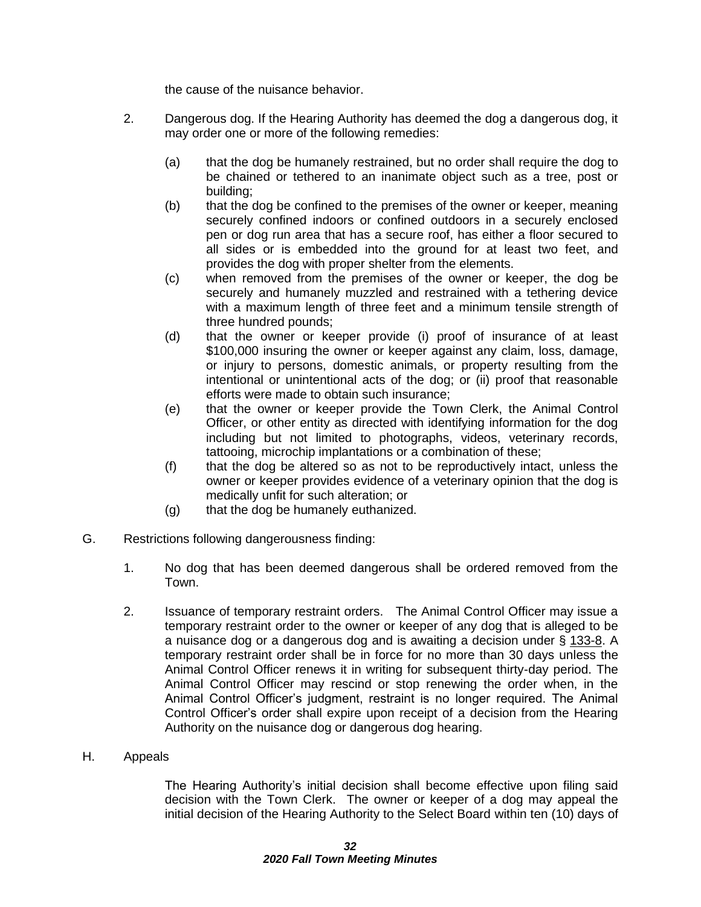the cause of the nuisance behavior.

2. Dangerous dog. If the Hearing Authority has deemed the dog a dangerous dog, it may order one or more of the following remedies:

   (a) that the dog be humanely restrained, but no order shall require the dog to be chained or tethered to an inanimate object such as a tree, post or building;
   (b) that the dog be confined to the premises of the owner or keeper, meaning securely confined indoors or confined outdoors in a securely enclosed pen or dog run area that has a secure roof, has either a floor secured to all sides or is embedded into the ground for at least two feet, and provides the dog with proper shelter from the elements.
   (c) when removed from the premises of the owner or keeper, the dog be securely and humanely muzzled and restrained with a tethering device with a maximum length of three feet and a minimum tensile strength of three hundred pounds;
   (d) that the owner or keeper provide (i) proof of insurance of at least $100,000 insuring the owner or keeper against any claim, loss, damage, or injury to persons, domestic animals, or property resulting from the intentional or unintentional acts of the dog; or (ii) proof that reasonable efforts were made to obtain such insurance;
   (e) that the owner or keeper provide the Town Clerk, the Animal Control Officer, or other entity as directed with identifying information for the dog including but not limited to photographs, videos, veterinary records, tattooing, microchip implantations or a combination of these;
   (f) that the dog be altered so as not to be reproductively intact, unless the owner or keeper provides evidence of a veterinary opinion that the dog is medically unfit for such alteration; or
   (g) that the dog be humanely euthanized.

G. Restrictions following dangerousness finding:

1. No dog that has been deemed dangerous shall be ordered removed from the Town.

2. Issuance of temporary restraint orders. The Animal Control Officer may issue a temporary restraint order to the owner or keeper of any dog that is alleged to be a nuisance dog or a dangerous dog and is awaiting a decision under § 133-8. A temporary restraint order shall be in force for no more than 30 days unless the Animal Control Officer renews it in writing for subsequent thirty-day period. The Animal Control Officer may rescind or stop renewing the order when, in the Animal Control Officer's judgment, restraint is no longer required. The Animal Control Officer's order shall expire upon receipt of a decision from the Hearing Authority on the nuisance dog or dangerous dog hearing.

H. Appeals

The Hearing Authority's initial decision shall become effective upon filing said decision with the Town Clerk. The owner or keeper of a dog may appeal the initial decision of the Hearing Authority to the Select Board within ten (10) days of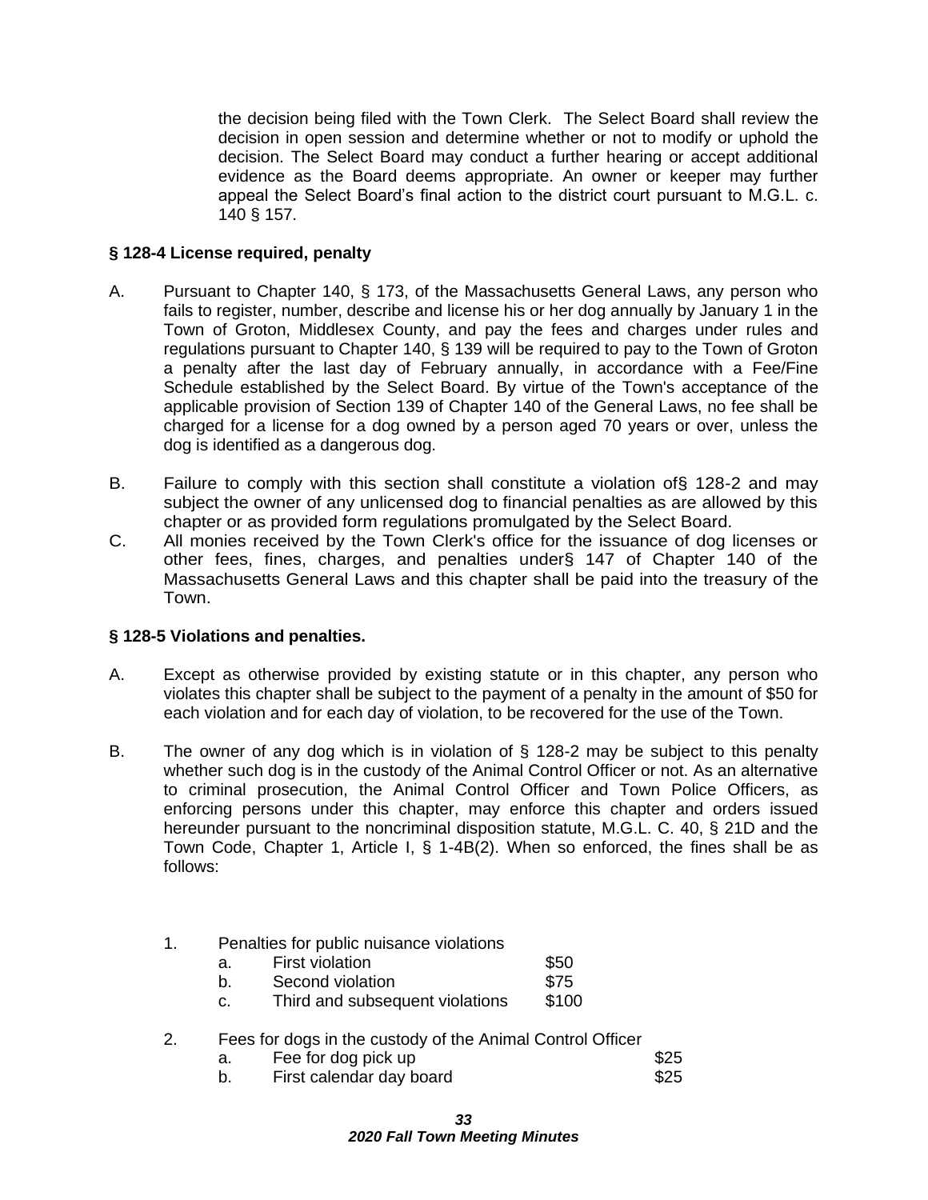the decision being filed with the Town Clerk. The Select Board shall review the decision in open session and determine whether or not to modify or uphold the decision. The Select Board may conduct a further hearing or accept additional evidence as the Board deems appropriate. An owner or keeper may further appeal the Select Board's final action to the district court pursuant to M.G.L. c. 140 § 157.

**§ 128-4 License required, penalty**

A. Pursuant to Chapter 140, § 173, of the Massachusetts General Laws, any person who fails to register, number, describe and license his or her dog annually by January 1 in the Town of Groton, Middlesex County, and pay the fees and charges under rules and regulations pursuant to Chapter 140, § 139 will be required to pay to the Town of Groton a penalty after the last day of February annually, in accordance with a Fee/Fine Schedule established by the Select Board. By virtue of the Town's acceptance of the applicable provision of Section 139 of Chapter 140 of the General Laws, no fee shall be charged for a license for a dog owned by a person aged 70 years or over, unless the dog is identified as a dangerous dog.

B. Failure to comply with this section shall constitute a violation of§ 128-2 and may subject the owner of any unlicensed dog to financial penalties as are allowed by this chapter or as provided form regulations promulgated by the Select Board.

C. All monies received by the Town Clerk's office for the issuance of dog licenses or other fees, fines, charges, and penalties under§ 147 of Chapter 140 of the Massachusetts General Laws and this chapter shall be paid into the treasury of the Town.

**§ 128-5 Violations and penalties.**

A. Except as otherwise provided by existing statute or in this chapter, any person who violates this chapter shall be subject to the payment of a penalty in the amount of $50 for each violation and for each day of violation, to be recovered for the use of the Town.

B. The owner of any dog which is in violation of § 128-2 may be subject to this penalty whether such dog is in the custody of the Animal Control Officer or not. As an alternative to criminal prosecution, the Animal Control Officer and Town Police Officers, as enforcing persons under this chapter, may enforce this chapter and orders issued hereunder pursuant to the noncriminal disposition statute, M.G.L. C. 40, § 21D and the Town Code, Chapter 1, Article I, § 1-4B(2). When so enforced, the fines shall be as follows:

1. Penalties for public nuisance violations

| | | |
|---|---|---|
| a. | First violation | $50 |
| b. | Second violation | $75 |
| c. | Third and subsequent violations | $100 |

2. Fees for dogs in the custody of the Animal Control Officer

| | | |
|---|---|---|
| a. | Fee for dog pick up | $25 |
| b. | First calendar day board | $25 |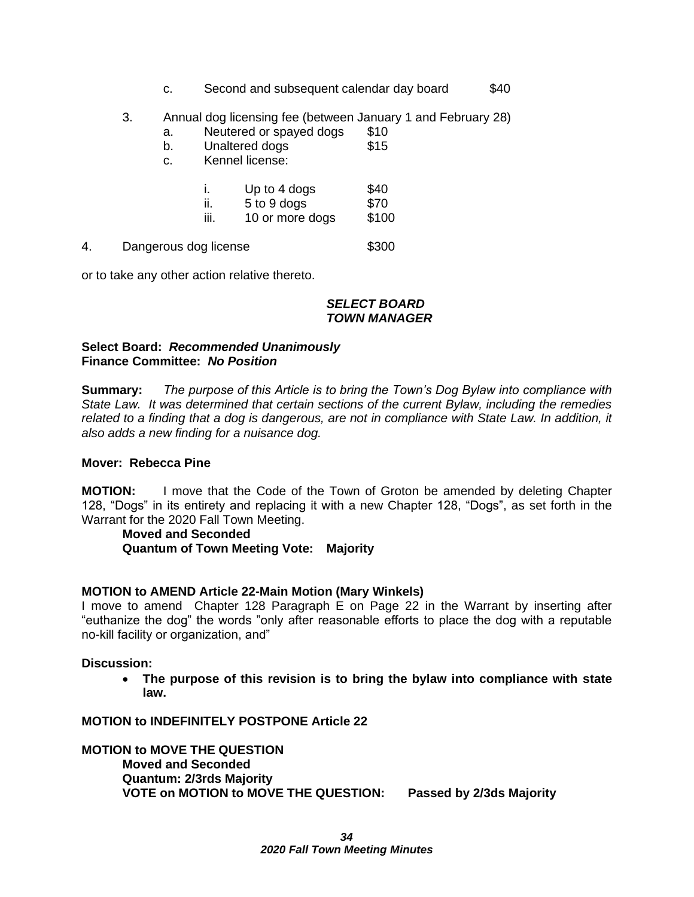c. Second and subsequent calendar day board $40

3. Annual dog licensing fee (between January 1 and February 28)
   a. Neutered or spayed dogs $10
   b. Unaltered dogs $15
   c. Kennel license:

      i. Up to 4 dogs $40
      ii. 5 to 9 dogs $70
      iii. 10 or more dogs $100

4. Dangerous dog license $300

or to take any other action relative thereto.

***SELECT BOARD***
***TOWN MANAGER***

**Select Board:** ***Recommended Unanimously***
**Finance Committee:** ***No Position***

**Summary:** *The purpose of this Article is to bring the Town's Dog Bylaw into compliance with State Law. It was determined that certain sections of the current Bylaw, including the remedies related to a finding that a dog is dangerous, are not in compliance with State Law. In addition, it also adds a new finding for a nuisance dog.*

**Mover: Rebecca Pine**

**MOTION:** I move that the Code of the Town of Groton be amended by deleting Chapter 128, "Dogs" in its entirety and replacing it with a new Chapter 128, "Dogs", as set forth in the Warrant for the 2020 Fall Town Meeting.

**Moved and Seconded**
**Quantum of Town Meeting Vote: Majority**

**MOTION to AMEND Article 22-Main Motion (Mary Winkels)**

I move to amend Chapter 128 Paragraph E on Page 22 in the Warrant by inserting after "euthanize the dog" the words "only after reasonable efforts to place the dog with a reputable no-kill facility or organization, and"

**Discussion:**

- **The purpose of this revision is to bring the bylaw into compliance with state law.**

**MOTION to INDEFINITELY POSTPONE Article 22**

**MOTION to MOVE THE QUESTION**
**Moved and Seconded**
**Quantum: 2/3rds Majority**
**VOTE on MOTION to MOVE THE QUESTION: Passed by 2/3ds Majority**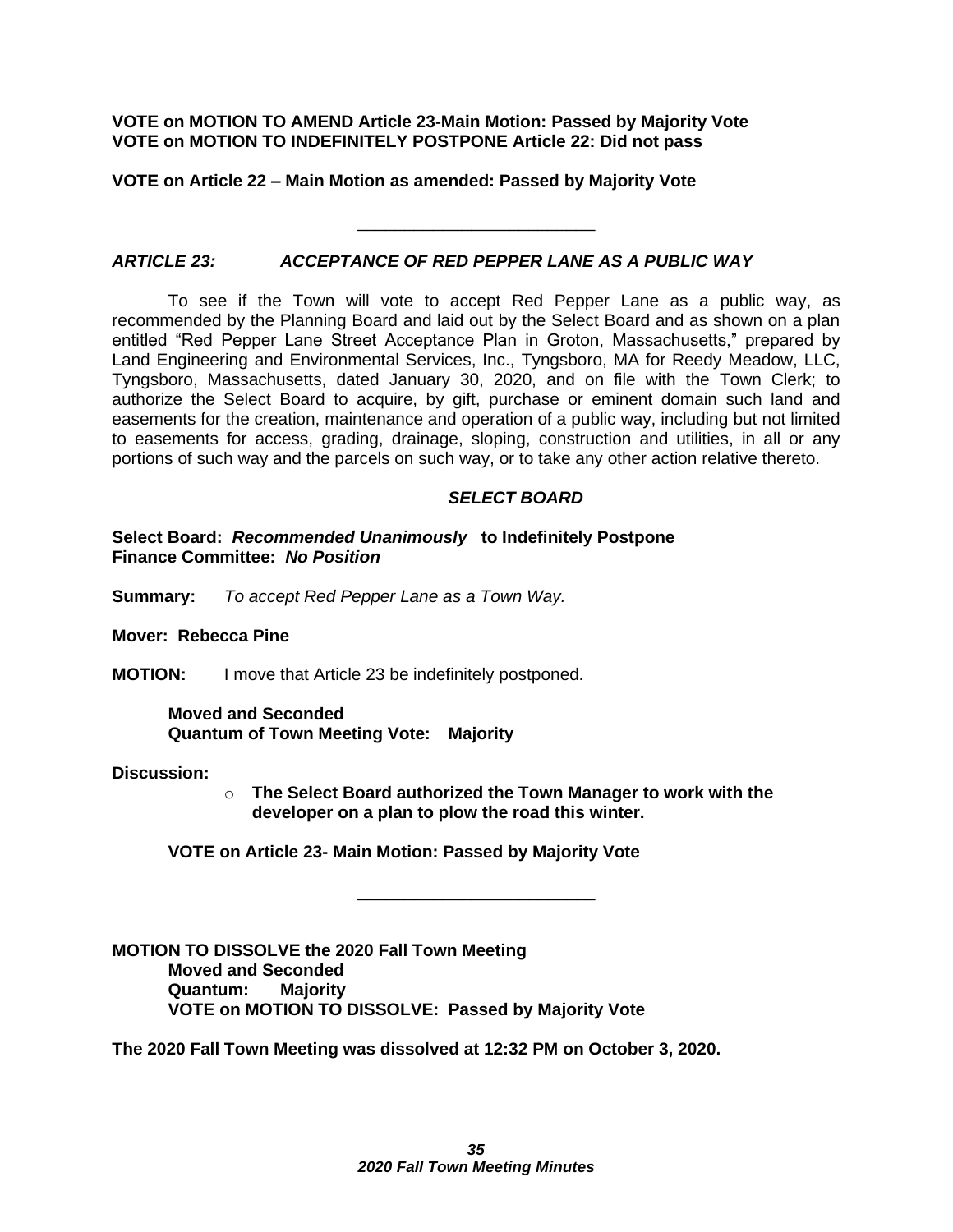**VOTE on MOTION TO AMEND Article 23-Main Motion: Passed by Majority Vote**
**VOTE on MOTION TO INDEFINITELY POSTPONE Article 22: Did not pass**

**VOTE on Article 22 – Main Motion as amended: Passed by Majority Vote**

---

### *ARTICLE 23: ACCEPTANCE OF RED PEPPER LANE AS A PUBLIC WAY*

To see if the Town will vote to accept Red Pepper Lane as a public way, as recommended by the Planning Board and laid out by the Select Board and as shown on a plan entitled "Red Pepper Lane Street Acceptance Plan in Groton, Massachusetts," prepared by Land Engineering and Environmental Services, Inc., Tyngsboro, MA for Reedy Meadow, LLC, Tyngsboro, Massachusetts, dated January 30, 2020, and on file with the Town Clerk; to authorize the Select Board to acquire, by gift, purchase or eminent domain such land and easements for the creation, maintenance and operation of a public way, including but not limited to easements for access, grading, drainage, sloping, construction and utilities, in all or any portions of such way and the parcels on such way, or to take any other action relative thereto.

***SELECT BOARD***

**Select Board:** ***Recommended Unanimously*** **to Indefinitely Postpone**
**Finance Committee:** ***No Position***

**Summary:** *To accept Red Pepper Lane as a Town Way.*

**Mover: Rebecca Pine**

**MOTION:** I move that Article 23 be indefinitely postponed.

**Moved and Seconded**
**Quantum of Town Meeting Vote: Majority**

**Discussion:**

- **The Select Board authorized the Town Manager to work with the developer on a plan to plow the road this winter.**

**VOTE on Article 23- Main Motion: Passed by Majority Vote**

---

**MOTION TO DISSOLVE the 2020 Fall Town Meeting**
**Moved and Seconded**
**Quantum: Majority**
**VOTE on MOTION TO DISSOLVE: Passed by Majority Vote**

**The 2020 Fall Town Meeting was dissolved at 12:32 PM on October 3, 2020.**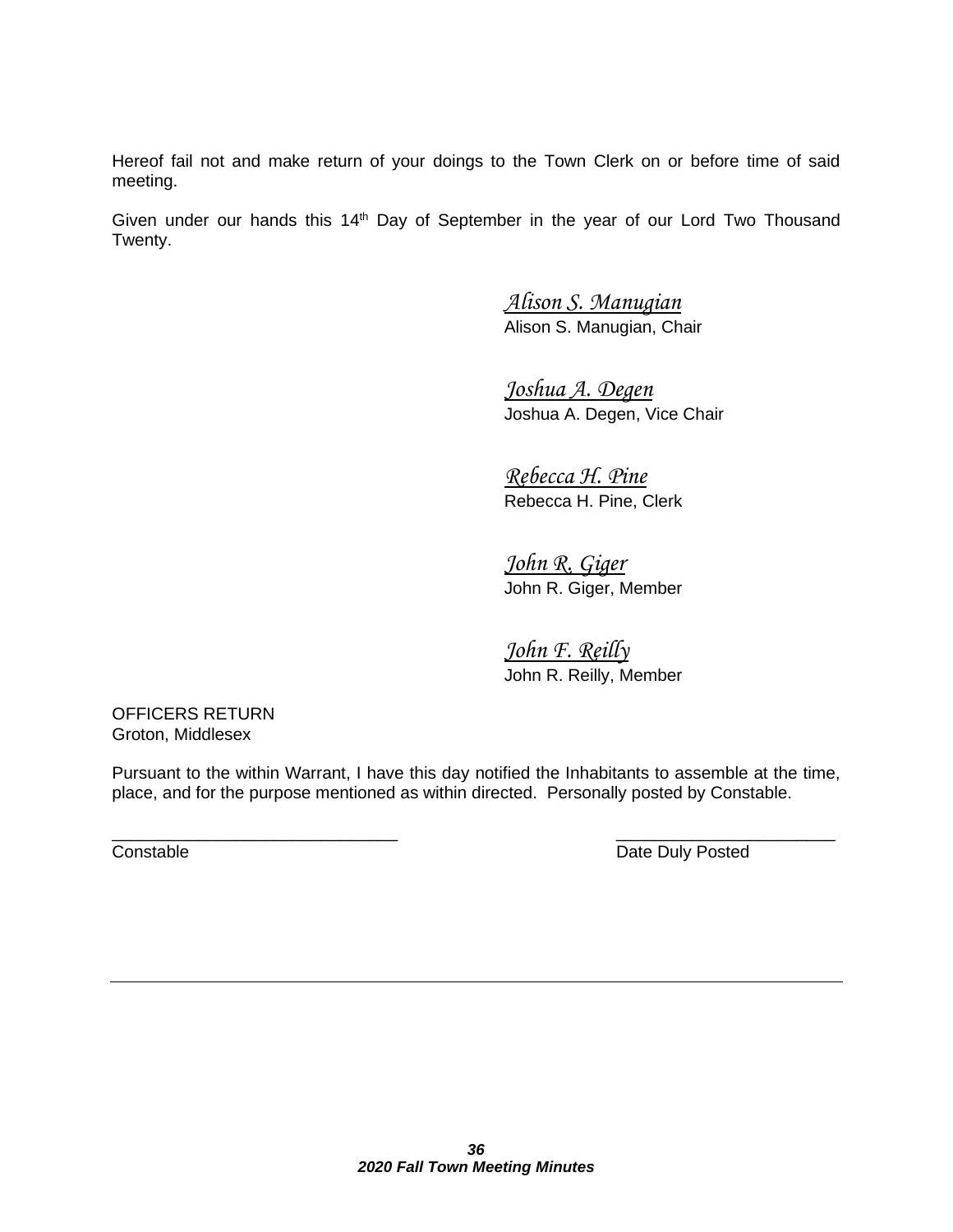Hereof fail not and make return of your doings to the Town Clerk on or before time of said meeting.

Given under our hands this 14th Day of September in the year of our Lord Two Thousand Twenty.

*Alison S. Manugian*
Alison S. Manugian, Chair

*Joshua A. Degen*
Joshua A. Degen, Vice Chair

*Rebecca H. Pine*
Rebecca H. Pine, Clerk

*John R. Giger*
John R. Giger, Member

*John F. Reilly*
John R. Reilly, Member

OFFICERS RETURN
Groton, Middlesex

Pursuant to the within Warrant, I have this day notified the Inhabitants to assemble at the time, place, and for the purpose mentioned as within directed. Personally posted by Constable.

_______________________________ Constable

________________________ Date Duly Posted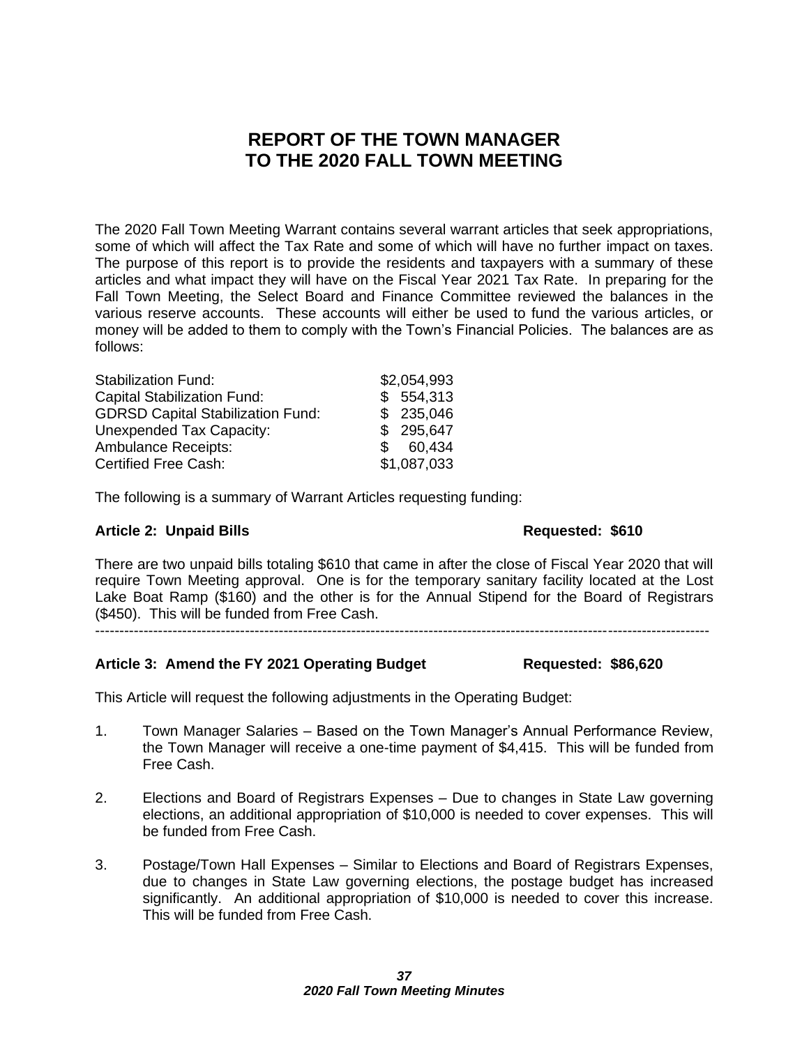# REPORT OF THE TOWN MANAGER TO THE 2020 FALL TOWN MEETING

The 2020 Fall Town Meeting Warrant contains several warrant articles that seek appropriations, some of which will affect the Tax Rate and some of which will have no further impact on taxes. The purpose of this report is to provide the residents and taxpayers with a summary of these articles and what impact they will have on the Fiscal Year 2021 Tax Rate. In preparing for the Fall Town Meeting, the Select Board and Finance Committee reviewed the balances in the various reserve accounts. These accounts will either be used to fund the various articles, or money will be added to them to comply with the Town's Financial Policies. The balances are as follows:

| | |
|---|---|
| Stabilization Fund: | $2,054,993 |
| Capital Stabilization Fund: | $ 554,313 |
| GDRSD Capital Stabilization Fund: | $ 235,046 |
| Unexpended Tax Capacity: | $ 295,647 |
| Ambulance Receipts: | $ 60,434 |
| Certified Free Cash: | $1,087,033 |

The following is a summary of Warrant Articles requesting funding:

**Article 2: Unpaid Bills** **Requested: $610**

There are two unpaid bills totaling $610 that came in after the close of Fiscal Year 2020 that will require Town Meeting approval. One is for the temporary sanitary facility located at the Lost Lake Boat Ramp ($160) and the other is for the Annual Stipend for the Board of Registrars ($450). This will be funded from Free Cash.

---

**Article 3: Amend the FY 2021 Operating Budget** **Requested: $86,620**

This Article will request the following adjustments in the Operating Budget:

1. Town Manager Salaries – Based on the Town Manager's Annual Performance Review, the Town Manager will receive a one-time payment of $4,415. This will be funded from Free Cash.

2. Elections and Board of Registrars Expenses – Due to changes in State Law governing elections, an additional appropriation of $10,000 is needed to cover expenses. This will be funded from Free Cash.

3. Postage/Town Hall Expenses – Similar to Elections and Board of Registrars Expenses, due to changes in State Law governing elections, the postage budget has increased significantly. An additional appropriation of $10,000 is needed to cover this increase. This will be funded from Free Cash.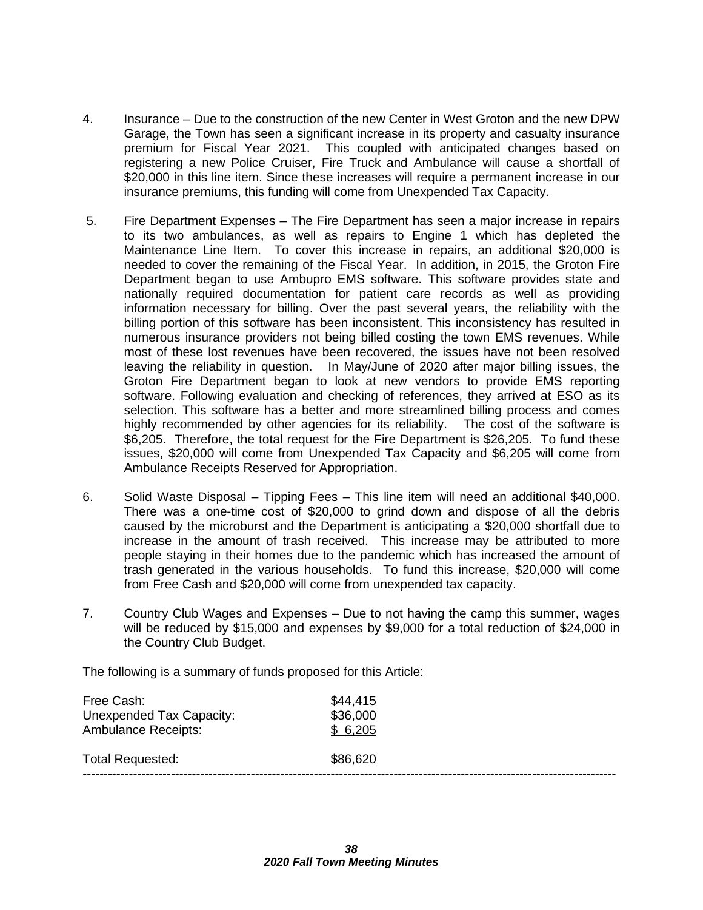4. Insurance – Due to the construction of the new Center in West Groton and the new DPW Garage, the Town has seen a significant increase in its property and casualty insurance premium for Fiscal Year 2021. This coupled with anticipated changes based on registering a new Police Cruiser, Fire Truck and Ambulance will cause a shortfall of $20,000 in this line item. Since these increases will require a permanent increase in our insurance premiums, this funding will come from Unexpended Tax Capacity.

5. Fire Department Expenses – The Fire Department has seen a major increase in repairs to its two ambulances, as well as repairs to Engine 1 which has depleted the Maintenance Line Item. To cover this increase in repairs, an additional $20,000 is needed to cover the remaining of the Fiscal Year. In addition, in 2015, the Groton Fire Department began to use Ambupro EMS software. This software provides state and nationally required documentation for patient care records as well as providing information necessary for billing. Over the past several years, the reliability with the billing portion of this software has been inconsistent. This inconsistency has resulted in numerous insurance providers not being billed costing the town EMS revenues. While most of these lost revenues have been recovered, the issues have not been resolved leaving the reliability in question. In May/June of 2020 after major billing issues, the Groton Fire Department began to look at new vendors to provide EMS reporting software. Following evaluation and checking of references, they arrived at ESO as its selection. This software has a better and more streamlined billing process and comes highly recommended by other agencies for its reliability. The cost of the software is $6,205. Therefore, the total request for the Fire Department is $26,205. To fund these issues, $20,000 will come from Unexpended Tax Capacity and $6,205 will come from Ambulance Receipts Reserved for Appropriation.

6. Solid Waste Disposal – Tipping Fees – This line item will need an additional $40,000. There was a one-time cost of $20,000 to grind down and dispose of all the debris caused by the microburst and the Department is anticipating a $20,000 shortfall due to increase in the amount of trash received. This increase may be attributed to more people staying in their homes due to the pandemic which has increased the amount of trash generated in the various households. To fund this increase, $20,000 will come from Free Cash and $20,000 will come from unexpended tax capacity.

7. Country Club Wages and Expenses – Due to not having the camp this summer, wages will be reduced by $15,000 and expenses by $9,000 for a total reduction of $24,000 in the Country Club Budget.

The following is a summary of funds proposed for this Article:

| | |
|---|---|
| Free Cash: | $44,415 |
| Unexpended Tax Capacity: | $36,000 |
| Ambulance Receipts: | $ 6,205 |
| Total Requested: | $86,620 |

---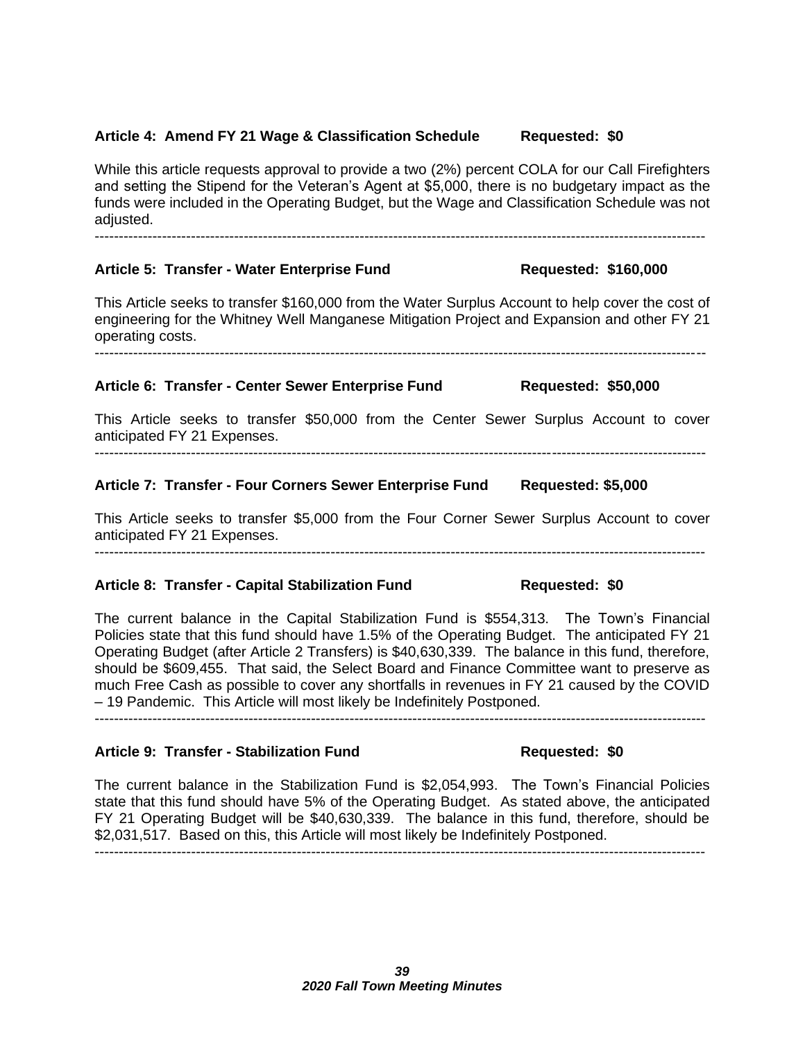**Article 4: Amend FY 21 Wage & Classification Schedule Requested: $0**

While this article requests approval to provide a two (2%) percent COLA for our Call Firefighters and setting the Stipend for the Veteran's Agent at $5,000, there is no budgetary impact as the funds were included in the Operating Budget, but the Wage and Classification Schedule was not adjusted.

---

**Article 5: Transfer - Water Enterprise Fund Requested: $160,000**

This Article seeks to transfer $160,000 from the Water Surplus Account to help cover the cost of engineering for the Whitney Well Manganese Mitigation Project and Expansion and other FY 21 operating costs.

---

**Article 6: Transfer - Center Sewer Enterprise Fund Requested: $50,000**

This Article seeks to transfer $50,000 from the Center Sewer Surplus Account to cover anticipated FY 21 Expenses.

---

**Article 7: Transfer - Four Corners Sewer Enterprise Fund Requested: $5,000**

This Article seeks to transfer $5,000 from the Four Corner Sewer Surplus Account to cover anticipated FY 21 Expenses.

---

**Article 8: Transfer - Capital Stabilization Fund Requested: $0**

The current balance in the Capital Stabilization Fund is $554,313. The Town's Financial Policies state that this fund should have 1.5% of the Operating Budget. The anticipated FY 21 Operating Budget (after Article 2 Transfers) is $40,630,339. The balance in this fund, therefore, should be $609,455. That said, the Select Board and Finance Committee want to preserve as much Free Cash as possible to cover any shortfalls in revenues in FY 21 caused by the COVID – 19 Pandemic. This Article will most likely be Indefinitely Postponed.

---

**Article 9: Transfer - Stabilization Fund Requested: $0**

The current balance in the Stabilization Fund is $2,054,993. The Town's Financial Policies state that this fund should have 5% of the Operating Budget. As stated above, the anticipated FY 21 Operating Budget will be $40,630,339. The balance in this fund, therefore, should be $2,031,517. Based on this, this Article will most likely be Indefinitely Postponed.

---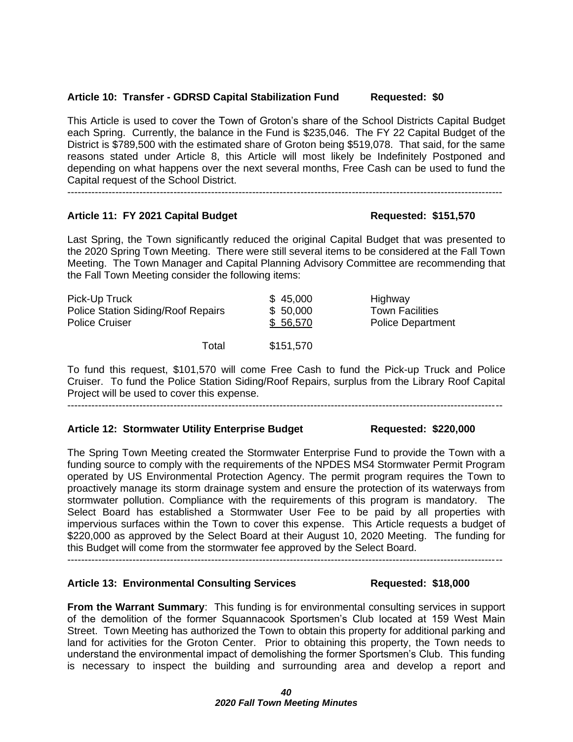**Article 10: Transfer - GDRSD Capital Stabilization Fund Requested: $0**

This Article is used to cover the Town of Groton's share of the School Districts Capital Budget each Spring. Currently, the balance in the Fund is $235,046. The FY 22 Capital Budget of the District is $789,500 with the estimated share of Groton being $519,078. That said, for the same reasons stated under Article 8, this Article will most likely be Indefinitely Postponed and depending on what happens over the next several months, Free Cash can be used to fund the Capital request of the School District.

---

**Article 11: FY 2021 Capital Budget Requested: $151,570**

Last Spring, the Town significantly reduced the original Capital Budget that was presented to the 2020 Spring Town Meeting. There were still several items to be considered at the Fall Town Meeting. The Town Manager and Capital Planning Advisory Committee are recommending that the Fall Town Meeting consider the following items:

| | | |
|---|---|---|
| Pick-Up Truck | $ 45,000 | Highway |
| Police Station Siding/Roof Repairs | $ 50,000 | Town Facilities |
| Police Cruiser | $ 56,570 | Police Department |
| Total | $151,570 | |

To fund this request, $101,570 will come Free Cash to fund the Pick-up Truck and Police Cruiser. To fund the Police Station Siding/Roof Repairs, surplus from the Library Roof Capital Project will be used to cover this expense.

---

**Article 12: Stormwater Utility Enterprise Budget Requested: $220,000**

The Spring Town Meeting created the Stormwater Enterprise Fund to provide the Town with a funding source to comply with the requirements of the NPDES MS4 Stormwater Permit Program operated by US Environmental Protection Agency. The permit program requires the Town to proactively manage its storm drainage system and ensure the protection of its waterways from stormwater pollution. Compliance with the requirements of this program is mandatory. The Select Board has established a Stormwater User Fee to be paid by all properties with impervious surfaces within the Town to cover this expense. This Article requests a budget of $220,000 as approved by the Select Board at their August 10, 2020 Meeting. The funding for this Budget will come from the stormwater fee approved by the Select Board.

---

**Article 13: Environmental Consulting Services Requested: $18,000**

**From the Warrant Summary**: This funding is for environmental consulting services in support of the demolition of the former Squannacook Sportsmen's Club located at 159 West Main Street. Town Meeting has authorized the Town to obtain this property for additional parking and land for activities for the Groton Center. Prior to obtaining this property, the Town needs to understand the environmental impact of demolishing the former Sportsmen's Club. This funding is necessary to inspect the building and surrounding area and develop a report and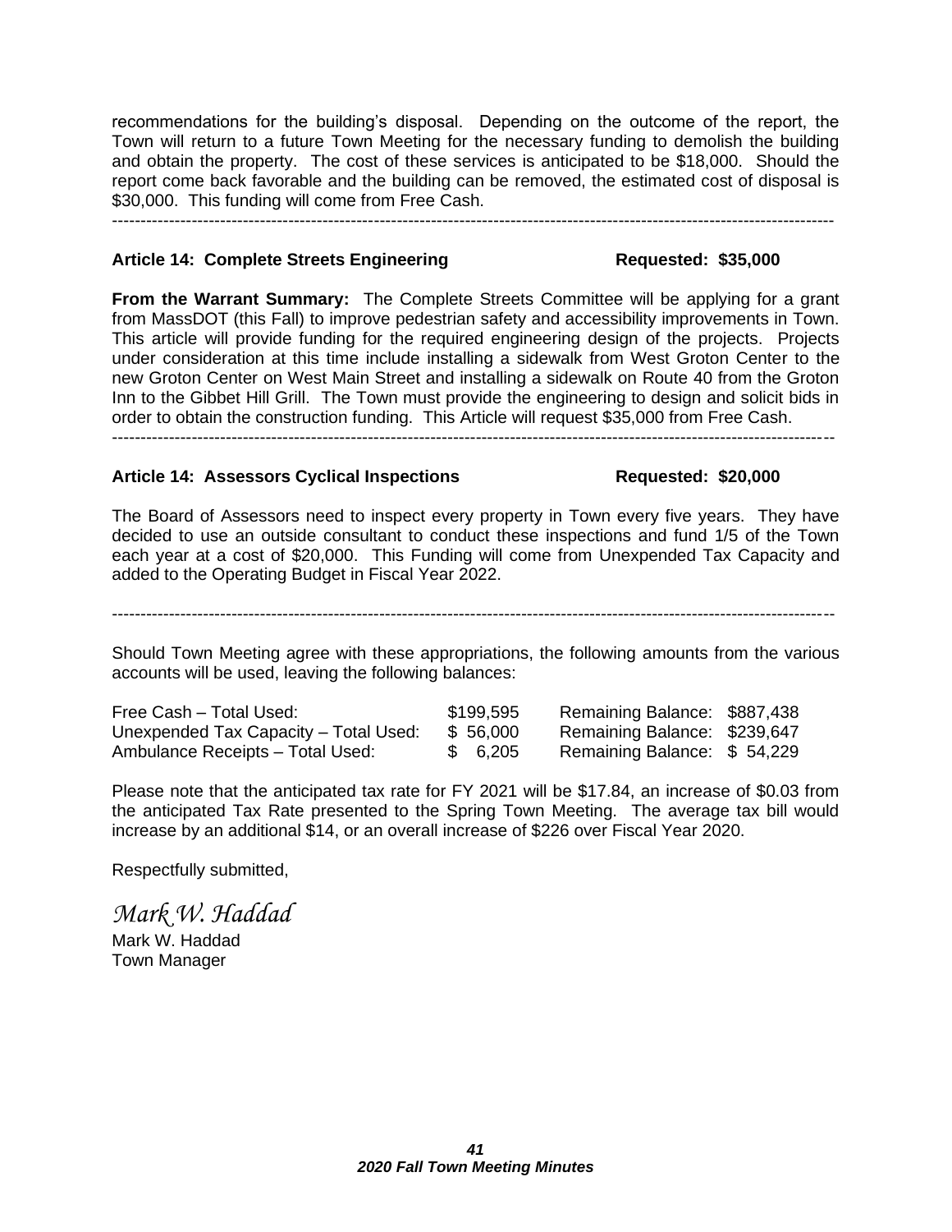recommendations for the building's disposal. Depending on the outcome of the report, the Town will return to a future Town Meeting for the necessary funding to demolish the building and obtain the property. The cost of these services is anticipated to be $18,000. Should the report come back favorable and the building can be removed, the estimated cost of disposal is $30,000. This funding will come from Free Cash.

---

**Article 14: Complete Streets Engineering** **Requested: $35,000**

**From the Warrant Summary:** The Complete Streets Committee will be applying for a grant from MassDOT (this Fall) to improve pedestrian safety and accessibility improvements in Town. This article will provide funding for the required engineering design of the projects. Projects under consideration at this time include installing a sidewalk from West Groton Center to the new Groton Center on West Main Street and installing a sidewalk on Route 40 from the Groton Inn to the Gibbet Hill Grill. The Town must provide the engineering to design and solicit bids in order to obtain the construction funding. This Article will request $35,000 from Free Cash.

---

**Article 14: Assessors Cyclical Inspections** **Requested: $20,000**

The Board of Assessors need to inspect every property in Town every five years. They have decided to use an outside consultant to conduct these inspections and fund 1/5 of the Town each year at a cost of $20,000. This Funding will come from Unexpended Tax Capacity and added to the Operating Budget in Fiscal Year 2022.

---

Should Town Meeting agree with these appropriations, the following amounts from the various accounts will be used, leaving the following balances:

| | | |
|---|---|---|
| Free Cash – Total Used: | $199,595 | Remaining Balance: $887,438 |
| Unexpended Tax Capacity – Total Used: | $ 56,000 | Remaining Balance: $239,647 |
| Ambulance Receipts – Total Used: | $ 6,205 | Remaining Balance: $ 54,229 |

Please note that the anticipated tax rate for FY 2021 will be $17.84, an increase of $0.03 from the anticipated Tax Rate presented to the Spring Town Meeting. The average tax bill would increase by an additional $14, or an overall increase of $226 over Fiscal Year 2020.

Respectfully submitted,

*Mark W. Haddad*

Mark W. Haddad
Town Manager